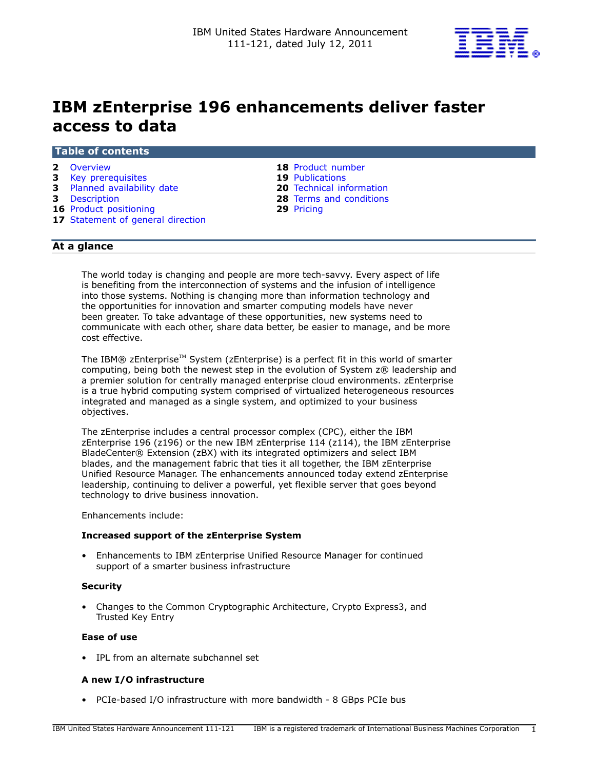# IBM zEnterprise 196 enhancements deliver faster access to data

## Table of contents

| | | | |
|---|---|---|---|
| **2** | Overview | **18** | Product number |
| **3** | Key prerequisites | **19** | Publications |
| **3** | Planned availability date | **20** | Technical information |
| **3** | Description | **28** | Terms and conditions |
| **16** | Product positioning | **29** | Pricing |
| **17** | Statement of general direction | | |

## At a glance

The world today is changing and people are more tech-savvy. Every aspect of life is benefiting from the interconnection of systems and the infusion of intelligence into those systems. Nothing is changing more than information technology and the opportunities for innovation and smarter computing models have never been greater. To take advantage of these opportunities, new systems need to communicate with each other, share data better, be easier to manage, and be more cost effective.

The IBM® zEnterprise™ System (zEnterprise) is a perfect fit in this world of smarter computing, being both the newest step in the evolution of System z® leadership and a premier solution for centrally managed enterprise cloud environments. zEnterprise is a true hybrid computing system comprised of virtualized heterogeneous resources integrated and managed as a single system, and optimized to your business objectives.

The zEnterprise includes a central processor complex (CPC), either the IBM zEnterprise 196 (z196) or the new IBM zEnterprise 114 (z114), the IBM zEnterprise BladeCenter® Extension (zBX) with its integrated optimizers and select IBM blades, and the management fabric that ties it all together, the IBM zEnterprise Unified Resource Manager. The enhancements announced today extend zEnterprise leadership, continuing to deliver a powerful, yet flexible server that goes beyond technology to drive business innovation.

Enhancements include:

**Increased support of the zEnterprise System**

- Enhancements to IBM zEnterprise Unified Resource Manager for continued support of a smarter business infrastructure

**Security**

- Changes to the Common Cryptographic Architecture, Crypto Express3, and Trusted Key Entry

**Ease of use**

- IPL from an alternate subchannel set

**A new I/O infrastructure**

- PCIe-based I/O infrastructure with more bandwidth - 8 GBps PCIe bus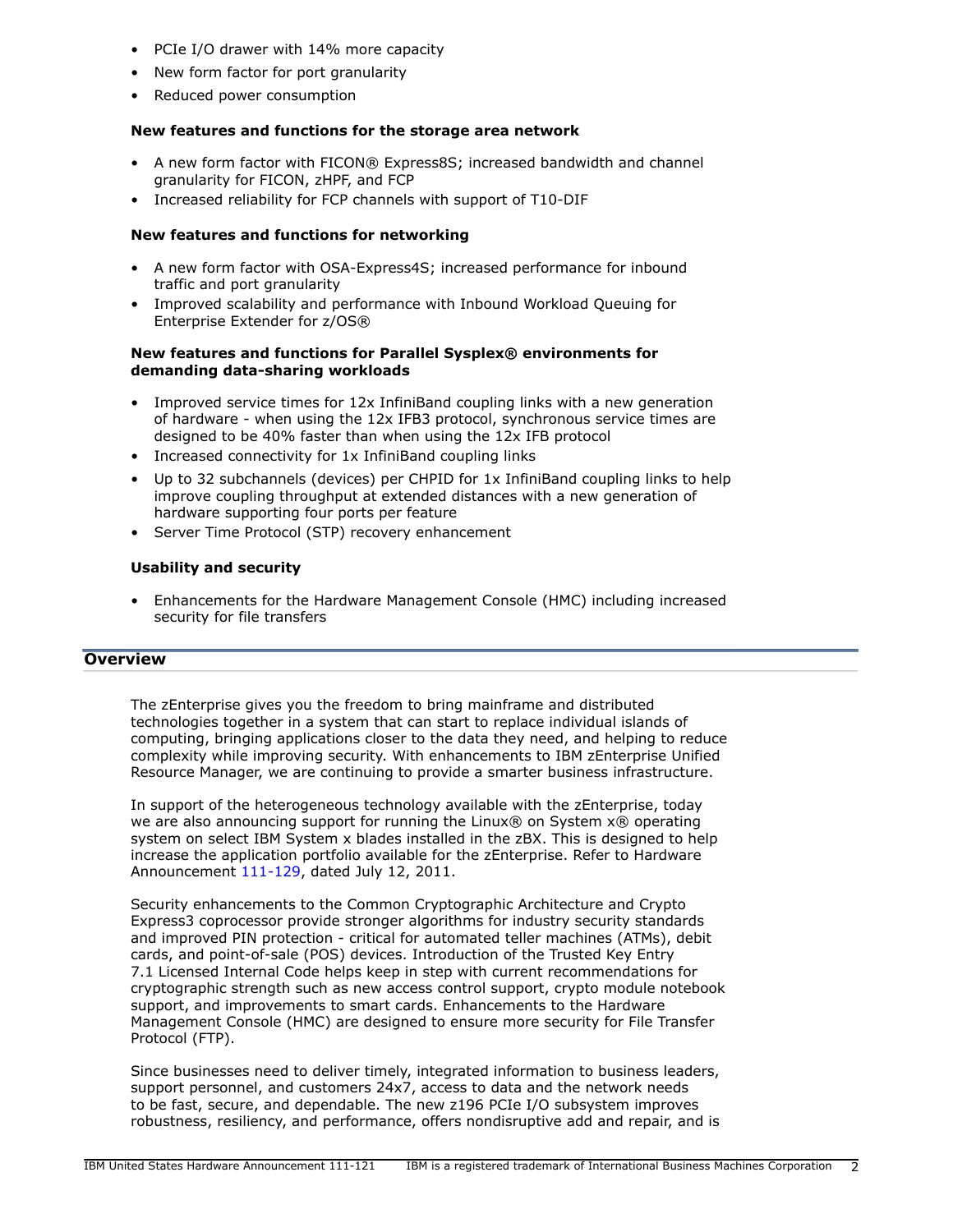- PCIe I/O drawer with 14% more capacity
- New form factor for port granularity
- Reduced power consumption

**New features and functions for the storage area network**

- A new form factor with FICON® Express8S; increased bandwidth and channel granularity for FICON, zHPF, and FCP
- Increased reliability for FCP channels with support of T10-DIF

**New features and functions for networking**

- A new form factor with OSA-Express4S; increased performance for inbound traffic and port granularity
- Improved scalability and performance with Inbound Workload Queuing for Enterprise Extender for z/OS®

**New features and functions for Parallel Sysplex® environments for demanding data-sharing workloads**

- Improved service times for 12x InfiniBand coupling links with a new generation of hardware - when using the 12x IFB3 protocol, synchronous service times are designed to be 40% faster than when using the 12x IFB protocol
- Increased connectivity for 1x InfiniBand coupling links
- Up to 32 subchannels (devices) per CHPID for 1x InfiniBand coupling links to help improve coupling throughput at extended distances with a new generation of hardware supporting four ports per feature
- Server Time Protocol (STP) recovery enhancement

**Usability and security**

- Enhancements for the Hardware Management Console (HMC) including increased security for file transfers

## Overview

The zEnterprise gives you the freedom to bring mainframe and distributed technologies together in a system that can start to replace individual islands of computing, bringing applications closer to the data they need, and helping to reduce complexity while improving security. With enhancements to IBM zEnterprise Unified Resource Manager, we are continuing to provide a smarter business infrastructure.

In support of the heterogeneous technology available with the zEnterprise, today we are also announcing support for running the Linux® on System x® operating system on select IBM System x blades installed in the zBX. This is designed to help increase the application portfolio available for the zEnterprise. Refer to Hardware Announcement 111-129, dated July 12, 2011.

Security enhancements to the Common Cryptographic Architecture and Crypto Express3 coprocessor provide stronger algorithms for industry security standards and improved PIN protection - critical for automated teller machines (ATMs), debit cards, and point-of-sale (POS) devices. Introduction of the Trusted Key Entry 7.1 Licensed Internal Code helps keep in step with current recommendations for cryptographic strength such as new access control support, crypto module notebook support, and improvements to smart cards. Enhancements to the Hardware Management Console (HMC) are designed to ensure more security for File Transfer Protocol (FTP).

Since businesses need to deliver timely, integrated information to business leaders, support personnel, and customers 24x7, access to data and the network needs to be fast, secure, and dependable. The new z196 PCIe I/O subsystem improves robustness, resiliency, and performance, offers nondisruptive add and repair, and is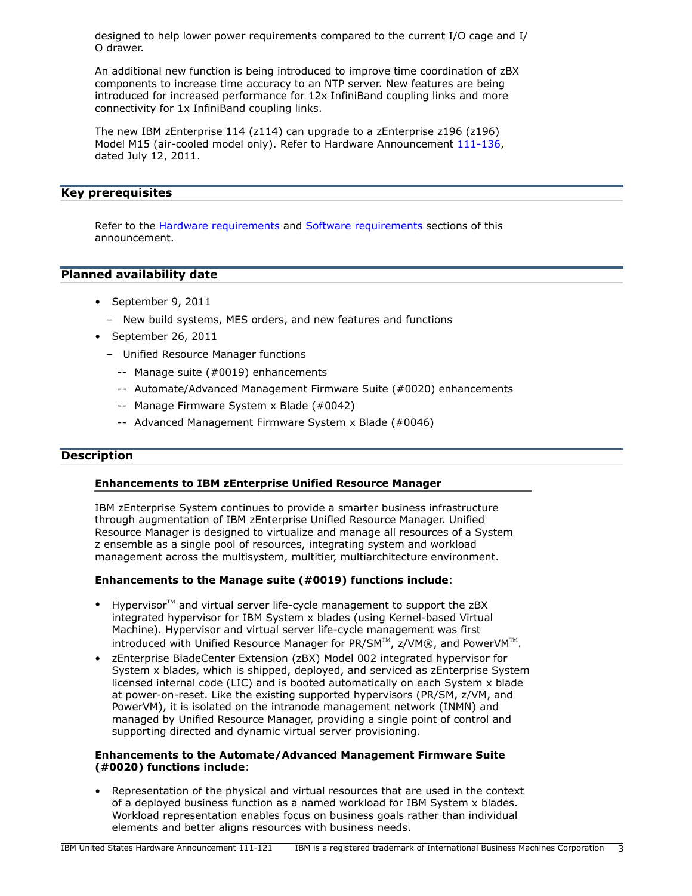designed to help lower power requirements compared to the current I/O cage and I/O drawer.

An additional new function is being introduced to improve time coordination of zBX components to increase time accuracy to an NTP server. New features are being introduced for increased performance for 12x InfiniBand coupling links and more connectivity for 1x InfiniBand coupling links.

The new IBM zEnterprise 114 (z114) can upgrade to a zEnterprise z196 (z196) Model M15 (air-cooled model only). Refer to Hardware Announcement 111-136, dated July 12, 2011.

## Key prerequisites

Refer to the Hardware requirements and Software requirements sections of this announcement.

## Planned availability date

- September 9, 2011
  - New build systems, MES orders, and new features and functions
- September 26, 2011
  - Unified Resource Manager functions
    - Manage suite (#0019) enhancements
    - Automate/Advanced Management Firmware Suite (#0020) enhancements
    - Manage Firmware System x Blade (#0042)
    - Advanced Management Firmware System x Blade (#0046)

## Description

### Enhancements to IBM zEnterprise Unified Resource Manager

IBM zEnterprise System continues to provide a smarter business infrastructure through augmentation of IBM zEnterprise Unified Resource Manager. Unified Resource Manager is designed to virtualize and manage all resources of a System z ensemble as a single pool of resources, integrating system and workload management across the multisystem, multitier, multiarchitecture environment.

**Enhancements to the Manage suite (#0019) functions include**:

- Hypervisor™ and virtual server life-cycle management to support the zBX integrated hypervisor for IBM System x blades (using Kernel-based Virtual Machine). Hypervisor and virtual server life-cycle management was first introduced with Unified Resource Manager for PR/SM™, z/VM®, and PowerVM™.
- zEnterprise BladeCenter Extension (zBX) Model 002 integrated hypervisor for System x blades, which is shipped, deployed, and serviced as zEnterprise System licensed internal code (LIC) and is booted automatically on each System x blade at power-on-reset. Like the existing supported hypervisors (PR/SM, z/VM, and PowerVM), it is isolated on the intranode management network (INMN) and managed by Unified Resource Manager, providing a single point of control and supporting directed and dynamic virtual server provisioning.

**Enhancements to the Automate/Advanced Management Firmware Suite (#0020) functions include**:

- Representation of the physical and virtual resources that are used in the context of a deployed business function as a named workload for IBM System x blades. Workload representation enables focus on business goals rather than individual elements and better aligns resources with business needs.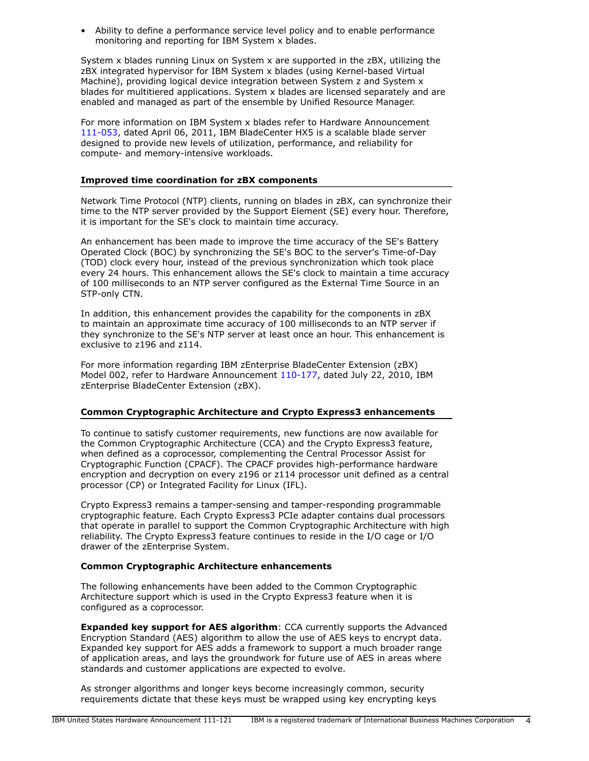- Ability to define a performance service level policy and to enable performance monitoring and reporting for IBM System x blades.

System x blades running Linux on System x are supported in the zBX, utilizing the zBX integrated hypervisor for IBM System x blades (using Kernel-based Virtual Machine), providing logical device integration between System z and System x blades for multitiered applications. System x blades are licensed separately and are enabled and managed as part of the ensemble by Unified Resource Manager.

For more information on IBM System x blades refer to Hardware Announcement 111-053, dated April 06, 2011, IBM BladeCenter HX5 is a scalable blade server designed to provide new levels of utilization, performance, and reliability for compute- and memory-intensive workloads.

## Improved time coordination for zBX components

Network Time Protocol (NTP) clients, running on blades in zBX, can synchronize their time to the NTP server provided by the Support Element (SE) every hour. Therefore, it is important for the SE's clock to maintain time accuracy.

An enhancement has been made to improve the time accuracy of the SE's Battery Operated Clock (BOC) by synchronizing the SE's BOC to the server's Time-of-Day (TOD) clock every hour, instead of the previous synchronization which took place every 24 hours. This enhancement allows the SE's clock to maintain a time accuracy of 100 milliseconds to an NTP server configured as the External Time Source in an STP-only CTN.

In addition, this enhancement provides the capability for the components in zBX to maintain an approximate time accuracy of 100 milliseconds to an NTP server if they synchronize to the SE's NTP server at least once an hour. This enhancement is exclusive to z196 and z114.

For more information regarding IBM zEnterprise BladeCenter Extension (zBX) Model 002, refer to Hardware Announcement 110-177, dated July 22, 2010, IBM zEnterprise BladeCenter Extension (zBX).

## Common Cryptographic Architecture and Crypto Express3 enhancements

To continue to satisfy customer requirements, new functions are now available for the Common Cryptographic Architecture (CCA) and the Crypto Express3 feature, when defined as a coprocessor, complementing the Central Processor Assist for Cryptographic Function (CPACF). The CPACF provides high-performance hardware encryption and decryption on every z196 or z114 processor unit defined as a central processor (CP) or Integrated Facility for Linux (IFL).

Crypto Express3 remains a tamper-sensing and tamper-responding programmable cryptographic feature. Each Crypto Express3 PCIe adapter contains dual processors that operate in parallel to support the Common Cryptographic Architecture with high reliability. The Crypto Express3 feature continues to reside in the I/O cage or I/O drawer of the zEnterprise System.

### Common Cryptographic Architecture enhancements

The following enhancements have been added to the Common Cryptographic Architecture support which is used in the Crypto Express3 feature when it is configured as a coprocessor.

**Expanded key support for AES algorithm**: CCA currently supports the Advanced Encryption Standard (AES) algorithm to allow the use of AES keys to encrypt data. Expanded key support for AES adds a framework to support a much broader range of application areas, and lays the groundwork for future use of AES in areas where standards and customer applications are expected to evolve.

As stronger algorithms and longer keys become increasingly common, security requirements dictate that these keys must be wrapped using key encrypting keys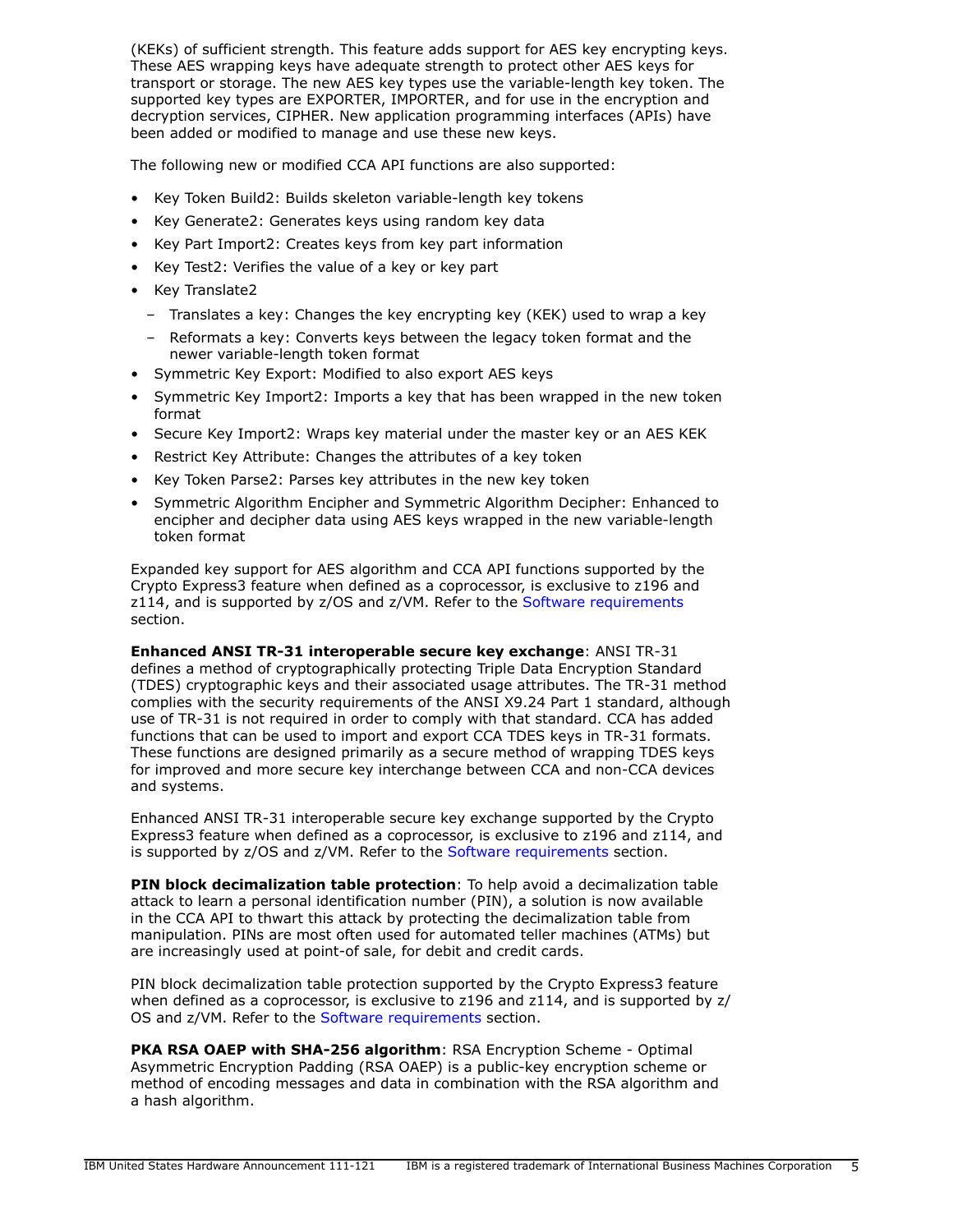(KEKs) of sufficient strength. This feature adds support for AES key encrypting keys. These AES wrapping keys have adequate strength to protect other AES keys for transport or storage. The new AES key types use the variable-length key token. The supported key types are EXPORTER, IMPORTER, and for use in the encryption and decryption services, CIPHER. New application programming interfaces (APIs) have been added or modified to manage and use these new keys.

The following new or modified CCA API functions are also supported:

- Key Token Build2: Builds skeleton variable-length key tokens
- Key Generate2: Generates keys using random key data
- Key Part Import2: Creates keys from key part information
- Key Test2: Verifies the value of a key or key part
- Key Translate2
  - Translates a key: Changes the key encrypting key (KEK) used to wrap a key
  - Reformats a key: Converts keys between the legacy token format and the newer variable-length token format
- Symmetric Key Export: Modified to also export AES keys
- Symmetric Key Import2: Imports a key that has been wrapped in the new token format
- Secure Key Import2: Wraps key material under the master key or an AES KEK
- Restrict Key Attribute: Changes the attributes of a key token
- Key Token Parse2: Parses key attributes in the new key token
- Symmetric Algorithm Encipher and Symmetric Algorithm Decipher: Enhanced to encipher and decipher data using AES keys wrapped in the new variable-length token format

Expanded key support for AES algorithm and CCA API functions supported by the Crypto Express3 feature when defined as a coprocessor, is exclusive to z196 and z114, and is supported by z/OS and z/VM. Refer to the Software requirements section.

**Enhanced ANSI TR-31 interoperable secure key exchange**: ANSI TR-31 defines a method of cryptographically protecting Triple Data Encryption Standard (TDES) cryptographic keys and their associated usage attributes. The TR-31 method complies with the security requirements of the ANSI X9.24 Part 1 standard, although use of TR-31 is not required in order to comply with that standard. CCA has added functions that can be used to import and export CCA TDES keys in TR-31 formats. These functions are designed primarily as a secure method of wrapping TDES keys for improved and more secure key interchange between CCA and non-CCA devices and systems.

Enhanced ANSI TR-31 interoperable secure key exchange supported by the Crypto Express3 feature when defined as a coprocessor, is exclusive to z196 and z114, and is supported by z/OS and z/VM. Refer to the Software requirements section.

**PIN block decimalization table protection**: To help avoid a decimalization table attack to learn a personal identification number (PIN), a solution is now available in the CCA API to thwart this attack by protecting the decimalization table from manipulation. PINs are most often used for automated teller machines (ATMs) but are increasingly used at point-of sale, for debit and credit cards.

PIN block decimalization table protection supported by the Crypto Express3 feature when defined as a coprocessor, is exclusive to z196 and z114, and is supported by z/OS and z/VM. Refer to the Software requirements section.

**PKA RSA OAEP with SHA-256 algorithm**: RSA Encryption Scheme - Optimal Asymmetric Encryption Padding (RSA OAEP) is a public-key encryption scheme or method of encoding messages and data in combination with the RSA algorithm and a hash algorithm.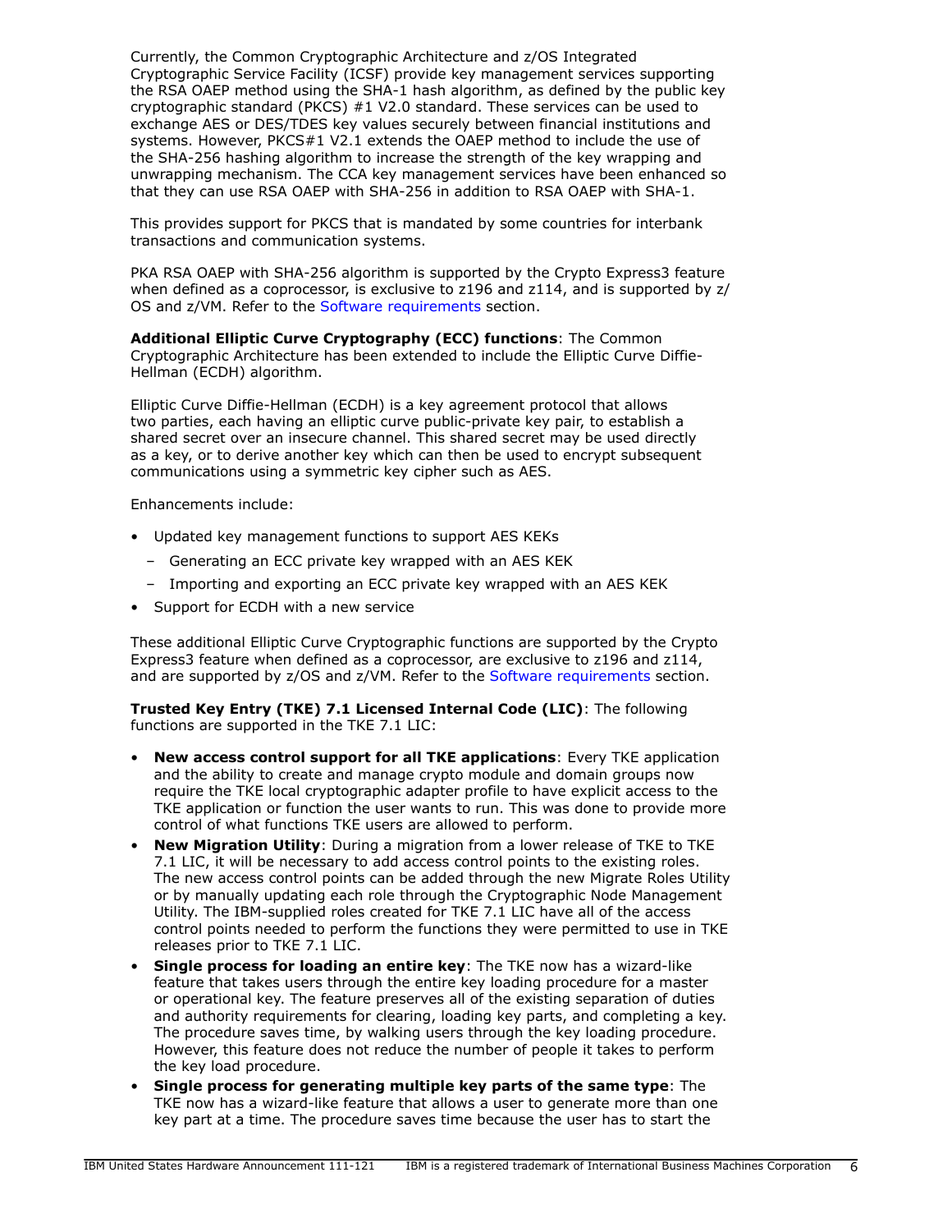Currently, the Common Cryptographic Architecture and z/OS Integrated Cryptographic Service Facility (ICSF) provide key management services supporting the RSA OAEP method using the SHA-1 hash algorithm, as defined by the public key cryptographic standard (PKCS) #1 V2.0 standard. These services can be used to exchange AES or DES/TDES key values securely between financial institutions and systems. However, PKCS#1 V2.1 extends the OAEP method to include the use of the SHA-256 hashing algorithm to increase the strength of the key wrapping and unwrapping mechanism. The CCA key management services have been enhanced so that they can use RSA OAEP with SHA-256 in addition to RSA OAEP with SHA-1.

This provides support for PKCS that is mandated by some countries for interbank transactions and communication systems.

PKA RSA OAEP with SHA-256 algorithm is supported by the Crypto Express3 feature when defined as a coprocessor, is exclusive to z196 and z114, and is supported by z/OS and z/VM. Refer to the Software requirements section.

**Additional Elliptic Curve Cryptography (ECC) functions**: The Common Cryptographic Architecture has been extended to include the Elliptic Curve Diffie-Hellman (ECDH) algorithm.

Elliptic Curve Diffie-Hellman (ECDH) is a key agreement protocol that allows two parties, each having an elliptic curve public-private key pair, to establish a shared secret over an insecure channel. This shared secret may be used directly as a key, or to derive another key which can then be used to encrypt subsequent communications using a symmetric key cipher such as AES.

Enhancements include:

- Updated key management functions to support AES KEKs
  - Generating an ECC private key wrapped with an AES KEK
  - Importing and exporting an ECC private key wrapped with an AES KEK
- Support for ECDH with a new service

These additional Elliptic Curve Cryptographic functions are supported by the Crypto Express3 feature when defined as a coprocessor, are exclusive to z196 and z114, and are supported by z/OS and z/VM. Refer to the Software requirements section.

**Trusted Key Entry (TKE) 7.1 Licensed Internal Code (LIC)**: The following functions are supported in the TKE 7.1 LIC:

- **New access control support for all TKE applications**: Every TKE application and the ability to create and manage crypto module and domain groups now require the TKE local cryptographic adapter profile to have explicit access to the TKE application or function the user wants to run. This was done to provide more control of what functions TKE users are allowed to perform.
- **New Migration Utility**: During a migration from a lower release of TKE to TKE 7.1 LIC, it will be necessary to add access control points to the existing roles. The new access control points can be added through the new Migrate Roles Utility or by manually updating each role through the Cryptographic Node Management Utility. The IBM-supplied roles created for TKE 7.1 LIC have all of the access control points needed to perform the functions they were permitted to use in TKE releases prior to TKE 7.1 LIC.
- **Single process for loading an entire key**: The TKE now has a wizard-like feature that takes users through the entire key loading procedure for a master or operational key. The feature preserves all of the existing separation of duties and authority requirements for clearing, loading key parts, and completing a key. The procedure saves time, by walking users through the key loading procedure. However, this feature does not reduce the number of people it takes to perform the key load procedure.
- **Single process for generating multiple key parts of the same type**: The TKE now has a wizard-like feature that allows a user to generate more than one key part at a time. The procedure saves time because the user has to start the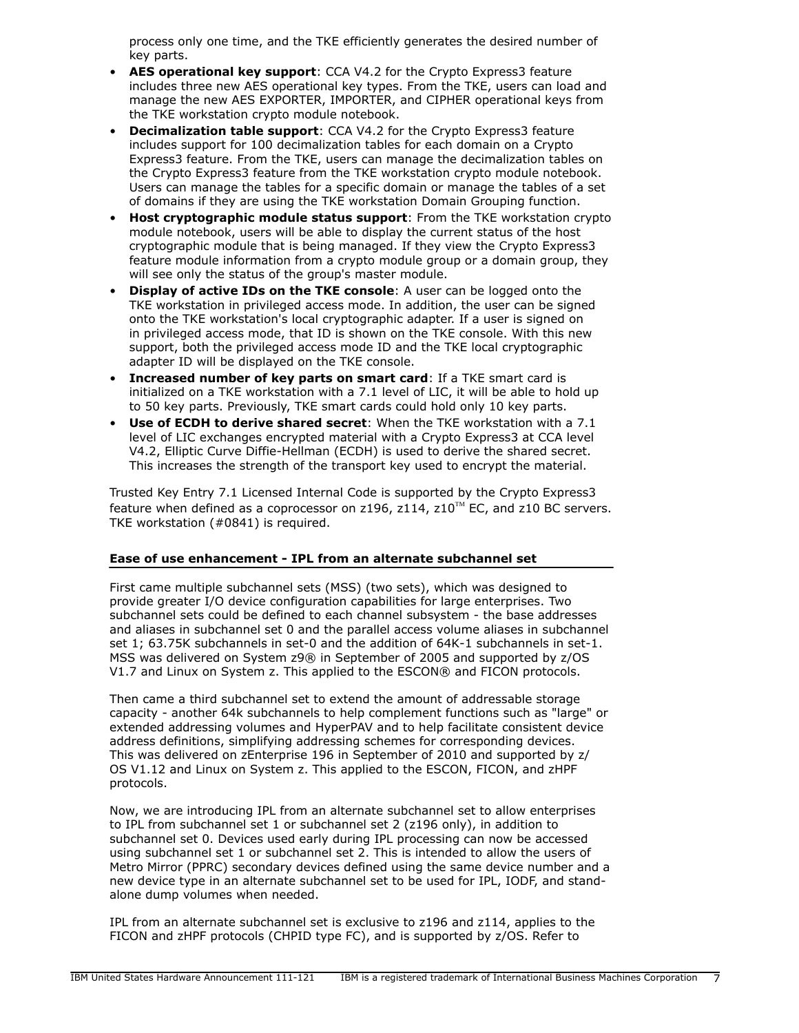process only one time, and the TKE efficiently generates the desired number of key parts.

- **AES operational key support**: CCA V4.2 for the Crypto Express3 feature includes three new AES operational key types. From the TKE, users can load and manage the new AES EXPORTER, IMPORTER, and CIPHER operational keys from the TKE workstation crypto module notebook.
- **Decimalization table support**: CCA V4.2 for the Crypto Express3 feature includes support for 100 decimalization tables for each domain on a Crypto Express3 feature. From the TKE, users can manage the decimalization tables on the Crypto Express3 feature from the TKE workstation crypto module notebook. Users can manage the tables for a specific domain or manage the tables of a set of domains if they are using the TKE workstation Domain Grouping function.
- **Host cryptographic module status support**: From the TKE workstation crypto module notebook, users will be able to display the current status of the host cryptographic module that is being managed. If they view the Crypto Express3 feature module information from a crypto module group or a domain group, they will see only the status of the group's master module.
- **Display of active IDs on the TKE console**: A user can be logged onto the TKE workstation in privileged access mode. In addition, the user can be signed onto the TKE workstation's local cryptographic adapter. If a user is signed on in privileged access mode, that ID is shown on the TKE console. With this new support, both the privileged access mode ID and the TKE local cryptographic adapter ID will be displayed on the TKE console.
- **Increased number of key parts on smart card**: If a TKE smart card is initialized on a TKE workstation with a 7.1 level of LIC, it will be able to hold up to 50 key parts. Previously, TKE smart cards could hold only 10 key parts.
- **Use of ECDH to derive shared secret**: When the TKE workstation with a 7.1 level of LIC exchanges encrypted material with a Crypto Express3 at CCA level V4.2, Elliptic Curve Diffie-Hellman (ECDH) is used to derive the shared secret. This increases the strength of the transport key used to encrypt the material.

Trusted Key Entry 7.1 Licensed Internal Code is supported by the Crypto Express3 feature when defined as a coprocessor on z196, z114, z10™ EC, and z10 BC servers. TKE workstation (#0841) is required.

## Ease of use enhancement - IPL from an alternate subchannel set

First came multiple subchannel sets (MSS) (two sets), which was designed to provide greater I/O device configuration capabilities for large enterprises. Two subchannel sets could be defined to each channel subsystem - the base addresses and aliases in subchannel set 0 and the parallel access volume aliases in subchannel set 1; 63.75K subchannels in set-0 and the addition of 64K-1 subchannels in set-1. MSS was delivered on System z9® in September of 2005 and supported by z/OS V1.7 and Linux on System z. This applied to the ESCON® and FICON protocols.

Then came a third subchannel set to extend the amount of addressable storage capacity - another 64k subchannels to help complement functions such as "large" or extended addressing volumes and HyperPAV and to help facilitate consistent device address definitions, simplifying addressing schemes for corresponding devices. This was delivered on zEnterprise 196 in September of 2010 and supported by z/OS V1.12 and Linux on System z. This applied to the ESCON, FICON, and zHPF protocols.

Now, we are introducing IPL from an alternate subchannel set to allow enterprises to IPL from subchannel set 1 or subchannel set 2 (z196 only), in addition to subchannel set 0. Devices used early during IPL processing can now be accessed using subchannel set 1 or subchannel set 2. This is intended to allow the users of Metro Mirror (PPRC) secondary devices defined using the same device number and a new device type in an alternate subchannel set to be used for IPL, IODF, and stand-alone dump volumes when needed.

IPL from an alternate subchannel set is exclusive to z196 and z114, applies to the FICON and zHPF protocols (CHPID type FC), and is supported by z/OS. Refer to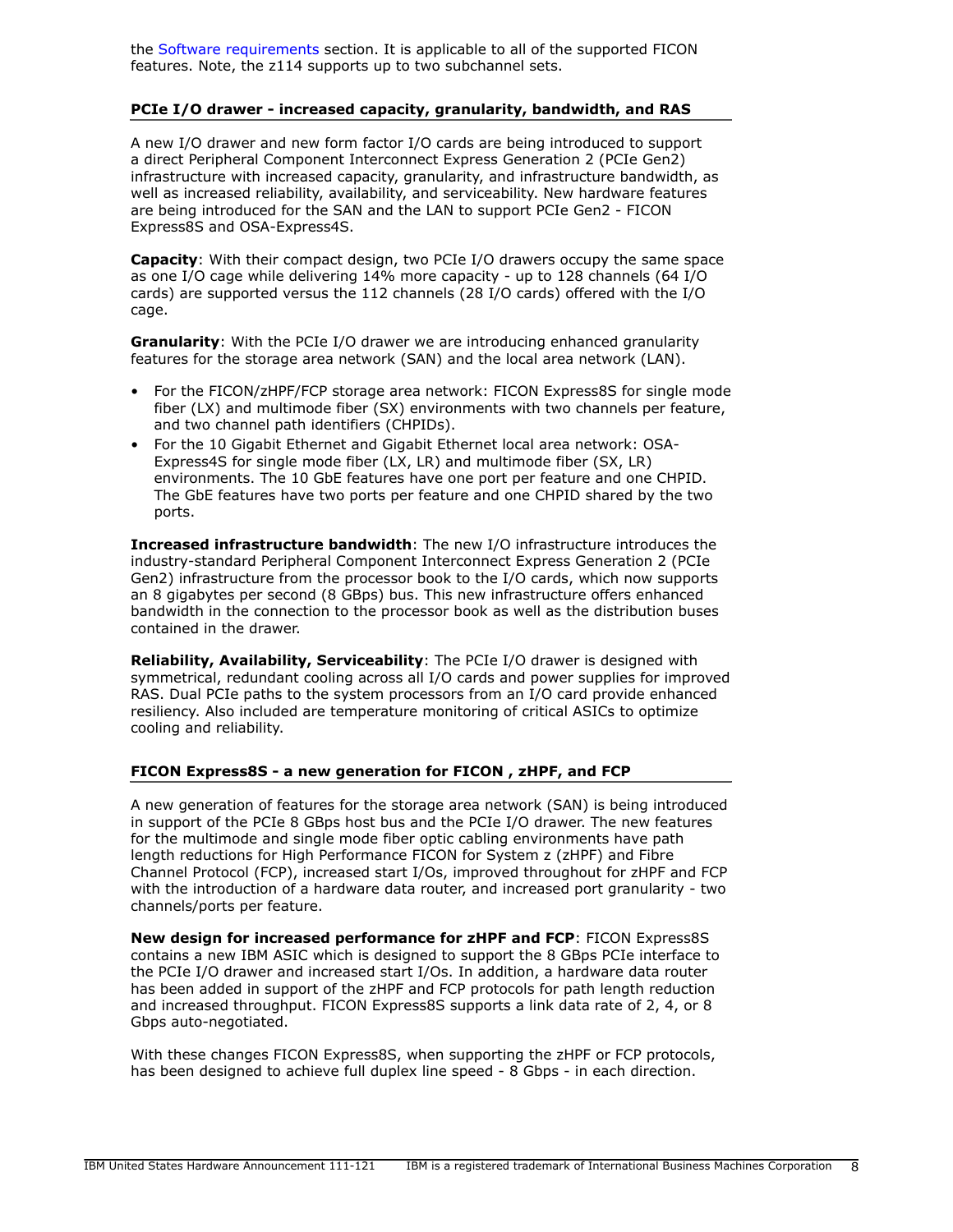the Software requirements section. It is applicable to all of the supported FICON features. Note, the z114 supports up to two subchannel sets.

## PCIe I/O drawer - increased capacity, granularity, bandwidth, and RAS

A new I/O drawer and new form factor I/O cards are being introduced to support a direct Peripheral Component Interconnect Express Generation 2 (PCIe Gen2) infrastructure with increased capacity, granularity, and infrastructure bandwidth, as well as increased reliability, availability, and serviceability. New hardware features are being introduced for the SAN and the LAN to support PCIe Gen2 - FICON Express8S and OSA-Express4S.

**Capacity**: With their compact design, two PCIe I/O drawers occupy the same space as one I/O cage while delivering 14% more capacity - up to 128 channels (64 I/O cards) are supported versus the 112 channels (28 I/O cards) offered with the I/O cage.

**Granularity**: With the PCIe I/O drawer we are introducing enhanced granularity features for the storage area network (SAN) and the local area network (LAN).

- For the FICON/zHPF/FCP storage area network: FICON Express8S for single mode fiber (LX) and multimode fiber (SX) environments with two channels per feature, and two channel path identifiers (CHPIDs).
- For the 10 Gigabit Ethernet and Gigabit Ethernet local area network: OSA-Express4S for single mode fiber (LX, LR) and multimode fiber (SX, LR) environments. The 10 GbE features have one port per feature and one CHPID. The GbE features have two ports per feature and one CHPID shared by the two ports.

**Increased infrastructure bandwidth**: The new I/O infrastructure introduces the industry-standard Peripheral Component Interconnect Express Generation 2 (PCIe Gen2) infrastructure from the processor book to the I/O cards, which now supports an 8 gigabytes per second (8 GBps) bus. This new infrastructure offers enhanced bandwidth in the connection to the processor book as well as the distribution buses contained in the drawer.

**Reliability, Availability, Serviceability**: The PCIe I/O drawer is designed with symmetrical, redundant cooling across all I/O cards and power supplies for improved RAS. Dual PCIe paths to the system processors from an I/O card provide enhanced resiliency. Also included are temperature monitoring of critical ASICs to optimize cooling and reliability.

## FICON Express8S - a new generation for FICON , zHPF, and FCP

A new generation of features for the storage area network (SAN) is being introduced in support of the PCIe 8 GBps host bus and the PCIe I/O drawer. The new features for the multimode and single mode fiber optic cabling environments have path length reductions for High Performance FICON for System z (zHPF) and Fibre Channel Protocol (FCP), increased start I/Os, improved throughout for zHPF and FCP with the introduction of a hardware data router, and increased port granularity - two channels/ports per feature.

**New design for increased performance for zHPF and FCP**: FICON Express8S contains a new IBM ASIC which is designed to support the 8 GBps PCIe interface to the PCIe I/O drawer and increased start I/Os. In addition, a hardware data router has been added in support of the zHPF and FCP protocols for path length reduction and increased throughput. FICON Express8S supports a link data rate of 2, 4, or 8 Gbps auto-negotiated.

With these changes FICON Express8S, when supporting the zHPF or FCP protocols, has been designed to achieve full duplex line speed - 8 Gbps - in each direction.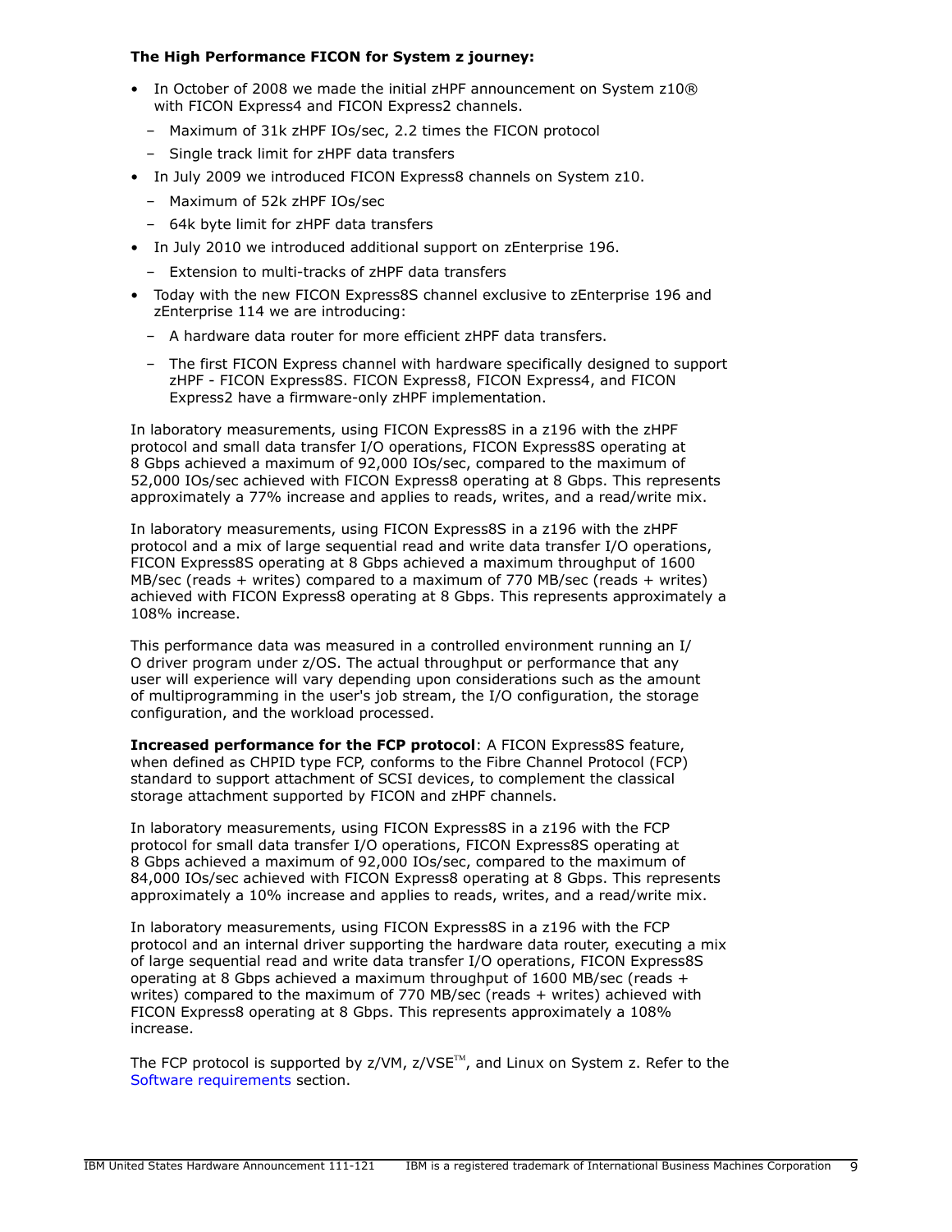**The High Performance FICON for System z journey:**

- In October of 2008 we made the initial zHPF announcement on System z10® with FICON Express4 and FICON Express2 channels.
  - Maximum of 31k zHPF IOs/sec, 2.2 times the FICON protocol
  - Single track limit for zHPF data transfers
- In July 2009 we introduced FICON Express8 channels on System z10.
  - Maximum of 52k zHPF IOs/sec
  - 64k byte limit for zHPF data transfers
- In July 2010 we introduced additional support on zEnterprise 196.
  - Extension to multi-tracks of zHPF data transfers
- Today with the new FICON Express8S channel exclusive to zEnterprise 196 and zEnterprise 114 we are introducing:
  - A hardware data router for more efficient zHPF data transfers.
  - The first FICON Express channel with hardware specifically designed to support zHPF - FICON Express8S. FICON Express8, FICON Express4, and FICON Express2 have a firmware-only zHPF implementation.

In laboratory measurements, using FICON Express8S in a z196 with the zHPF protocol and small data transfer I/O operations, FICON Express8S operating at 8 Gbps achieved a maximum of 92,000 IOs/sec, compared to the maximum of 52,000 IOs/sec achieved with FICON Express8 operating at 8 Gbps. This represents approximately a 77% increase and applies to reads, writes, and a read/write mix.

In laboratory measurements, using FICON Express8S in a z196 with the zHPF protocol and a mix of large sequential read and write data transfer I/O operations, FICON Express8S operating at 8 Gbps achieved a maximum throughput of 1600 MB/sec (reads + writes) compared to a maximum of 770 MB/sec (reads + writes) achieved with FICON Express8 operating at 8 Gbps. This represents approximately a 108% increase.

This performance data was measured in a controlled environment running an I/O driver program under z/OS. The actual throughput or performance that any user will experience will vary depending upon considerations such as the amount of multiprogramming in the user's job stream, the I/O configuration, the storage configuration, and the workload processed.

**Increased performance for the FCP protocol**: A FICON Express8S feature, when defined as CHPID type FCP, conforms to the Fibre Channel Protocol (FCP) standard to support attachment of SCSI devices, to complement the classical storage attachment supported by FICON and zHPF channels.

In laboratory measurements, using FICON Express8S in a z196 with the FCP protocol for small data transfer I/O operations, FICON Express8S operating at 8 Gbps achieved a maximum of 92,000 IOs/sec, compared to the maximum of 84,000 IOs/sec achieved with FICON Express8 operating at 8 Gbps. This represents approximately a 10% increase and applies to reads, writes, and a read/write mix.

In laboratory measurements, using FICON Express8S in a z196 with the FCP protocol and an internal driver supporting the hardware data router, executing a mix of large sequential read and write data transfer I/O operations, FICON Express8S operating at 8 Gbps achieved a maximum throughput of 1600 MB/sec (reads + writes) compared to the maximum of 770 MB/sec (reads + writes) achieved with FICON Express8 operating at 8 Gbps. This represents approximately a 108% increase.

The FCP protocol is supported by z/VM, z/VSE™, and Linux on System z. Refer to the Software requirements section.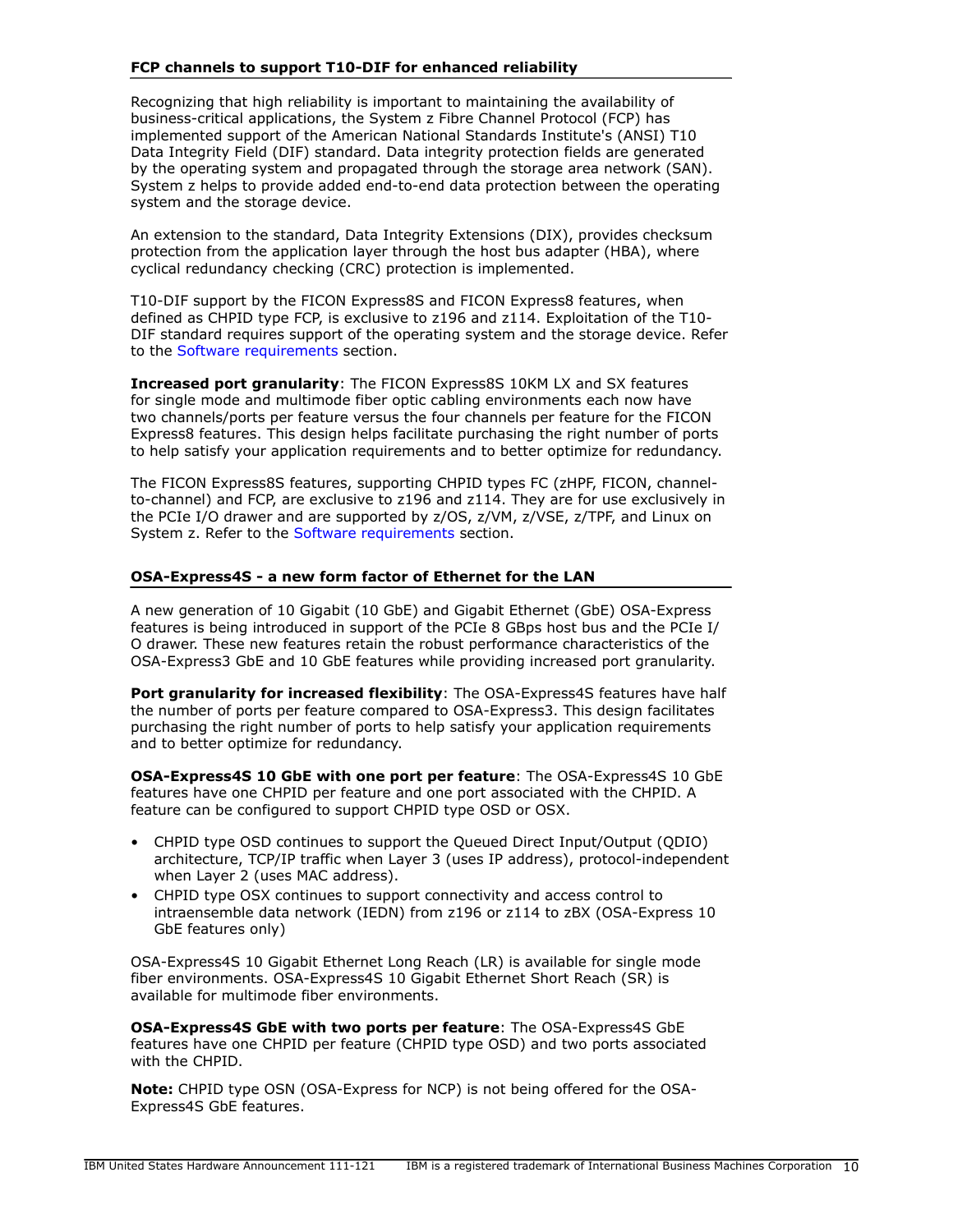### FCP channels to support T10-DIF for enhanced reliability

Recognizing that high reliability is important to maintaining the availability of business-critical applications, the System z Fibre Channel Protocol (FCP) has implemented support of the American National Standards Institute's (ANSI) T10 Data Integrity Field (DIF) standard. Data integrity protection fields are generated by the operating system and propagated through the storage area network (SAN). System z helps to provide added end-to-end data protection between the operating system and the storage device.

An extension to the standard, Data Integrity Extensions (DIX), provides checksum protection from the application layer through the host bus adapter (HBA), where cyclical redundancy checking (CRC) protection is implemented.

T10-DIF support by the FICON Express8S and FICON Express8 features, when defined as CHPID type FCP, is exclusive to z196 and z114. Exploitation of the T10-DIF standard requires support of the operating system and the storage device. Refer to the Software requirements section.

**Increased port granularity**: The FICON Express8S 10KM LX and SX features for single mode and multimode fiber optic cabling environments each now have two channels/ports per feature versus the four channels per feature for the FICON Express8 features. This design helps facilitate purchasing the right number of ports to help satisfy your application requirements and to better optimize for redundancy.

The FICON Express8S features, supporting CHPID types FC (zHPF, FICON, channel-to-channel) and FCP, are exclusive to z196 and z114. They are for use exclusively in the PCIe I/O drawer and are supported by z/OS, z/VM, z/VSE, z/TPF, and Linux on System z. Refer to the Software requirements section.

### OSA-Express4S - a new form factor of Ethernet for the LAN

A new generation of 10 Gigabit (10 GbE) and Gigabit Ethernet (GbE) OSA-Express features is being introduced in support of the PCIe 8 GBps host bus and the PCIe I/O drawer. These new features retain the robust performance characteristics of the OSA-Express3 GbE and 10 GbE features while providing increased port granularity.

**Port granularity for increased flexibility**: The OSA-Express4S features have half the number of ports per feature compared to OSA-Express3. This design facilitates purchasing the right number of ports to help satisfy your application requirements and to better optimize for redundancy.

**OSA-Express4S 10 GbE with one port per feature**: The OSA-Express4S 10 GbE features have one CHPID per feature and one port associated with the CHPID. A feature can be configured to support CHPID type OSD or OSX.

- CHPID type OSD continues to support the Queued Direct Input/Output (QDIO) architecture, TCP/IP traffic when Layer 3 (uses IP address), protocol-independent when Layer 2 (uses MAC address).
- CHPID type OSX continues to support connectivity and access control to intraensemble data network (IEDN) from z196 or z114 to zBX (OSA-Express 10 GbE features only)

OSA-Express4S 10 Gigabit Ethernet Long Reach (LR) is available for single mode fiber environments. OSA-Express4S 10 Gigabit Ethernet Short Reach (SR) is available for multimode fiber environments.

**OSA-Express4S GbE with two ports per feature**: The OSA-Express4S GbE features have one CHPID per feature (CHPID type OSD) and two ports associated with the CHPID.

**Note:** CHPID type OSN (OSA-Express for NCP) is not being offered for the OSA-Express4S GbE features.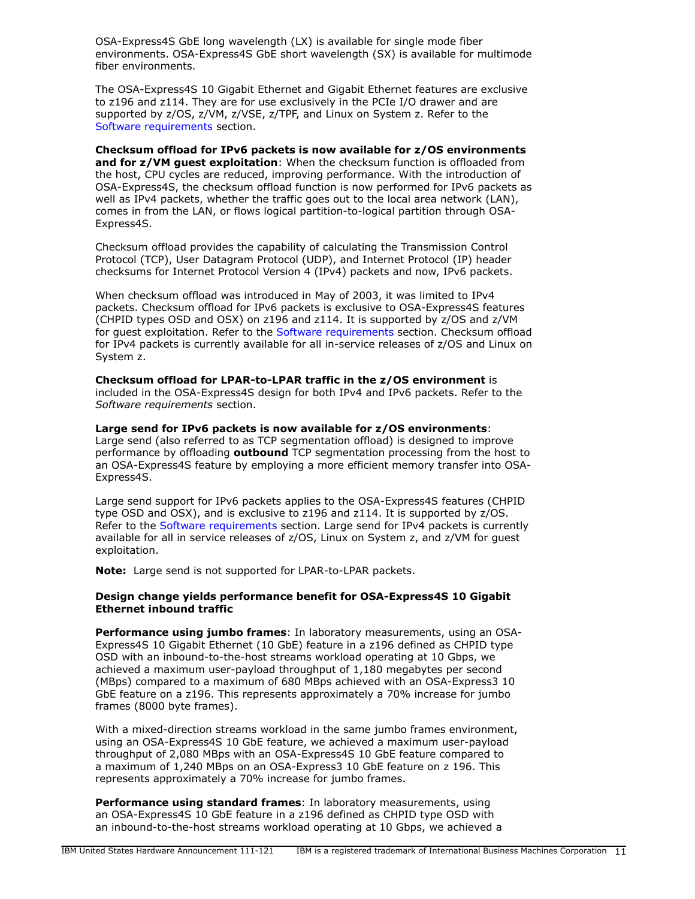OSA-Express4S GbE long wavelength (LX) is available for single mode fiber environments. OSA-Express4S GbE short wavelength (SX) is available for multimode fiber environments.

The OSA-Express4S 10 Gigabit Ethernet and Gigabit Ethernet features are exclusive to z196 and z114. They are for use exclusively in the PCIe I/O drawer and are supported by z/OS, z/VM, z/VSE, z/TPF, and Linux on System z. Refer to the Software requirements section.

**Checksum offload for IPv6 packets is now available for z/OS environments and for z/VM guest exploitation**: When the checksum function is offloaded from the host, CPU cycles are reduced, improving performance. With the introduction of OSA-Express4S, the checksum offload function is now performed for IPv6 packets as well as IPv4 packets, whether the traffic goes out to the local area network (LAN), comes in from the LAN, or flows logical partition-to-logical partition through OSA-Express4S.

Checksum offload provides the capability of calculating the Transmission Control Protocol (TCP), User Datagram Protocol (UDP), and Internet Protocol (IP) header checksums for Internet Protocol Version 4 (IPv4) packets and now, IPv6 packets.

When checksum offload was introduced in May of 2003, it was limited to IPv4 packets. Checksum offload for IPv6 packets is exclusive to OSA-Express4S features (CHPID types OSD and OSX) on z196 and z114. It is supported by z/OS and z/VM for guest exploitation. Refer to the Software requirements section. Checksum offload for IPv4 packets is currently available for all in-service releases of z/OS and Linux on System z.

**Checksum offload for LPAR-to-LPAR traffic in the z/OS environment** is included in the OSA-Express4S design for both IPv4 and IPv6 packets. Refer to the *Software requirements* section.

**Large send for IPv6 packets is now available for z/OS environments**: Large send (also referred to as TCP segmentation offload) is designed to improve performance by offloading **outbound** TCP segmentation processing from the host to an OSA-Express4S feature by employing a more efficient memory transfer into OSA-Express4S.

Large send support for IPv6 packets applies to the OSA-Express4S features (CHPID type OSD and OSX), and is exclusive to z196 and z114. It is supported by z/OS. Refer to the Software requirements section. Large send for IPv4 packets is currently available for all in service releases of z/OS, Linux on System z, and z/VM for guest exploitation.

**Note:** Large send is not supported for LPAR-to-LPAR packets.

**Design change yields performance benefit for OSA-Express4S 10 Gigabit Ethernet inbound traffic**

**Performance using jumbo frames**: In laboratory measurements, using an OSA-Express4S 10 Gigabit Ethernet (10 GbE) feature in a z196 defined as CHPID type OSD with an inbound-to-the-host streams workload operating at 10 Gbps, we achieved a maximum user-payload throughput of 1,180 megabytes per second (MBps) compared to a maximum of 680 MBps achieved with an OSA-Express3 10 GbE feature on a z196. This represents approximately a 70% increase for jumbo frames (8000 byte frames).

With a mixed-direction streams workload in the same jumbo frames environment, using an OSA-Express4S 10 GbE feature, we achieved a maximum user-payload throughput of 2,080 MBps with an OSA-Express4S 10 GbE feature compared to a maximum of 1,240 MBps on an OSA-Express3 10 GbE feature on z 196. This represents approximately a 70% increase for jumbo frames.

**Performance using standard frames**: In laboratory measurements, using an OSA-Express4S 10 GbE feature in a z196 defined as CHPID type OSD with an inbound-to-the-host streams workload operating at 10 Gbps, we achieved a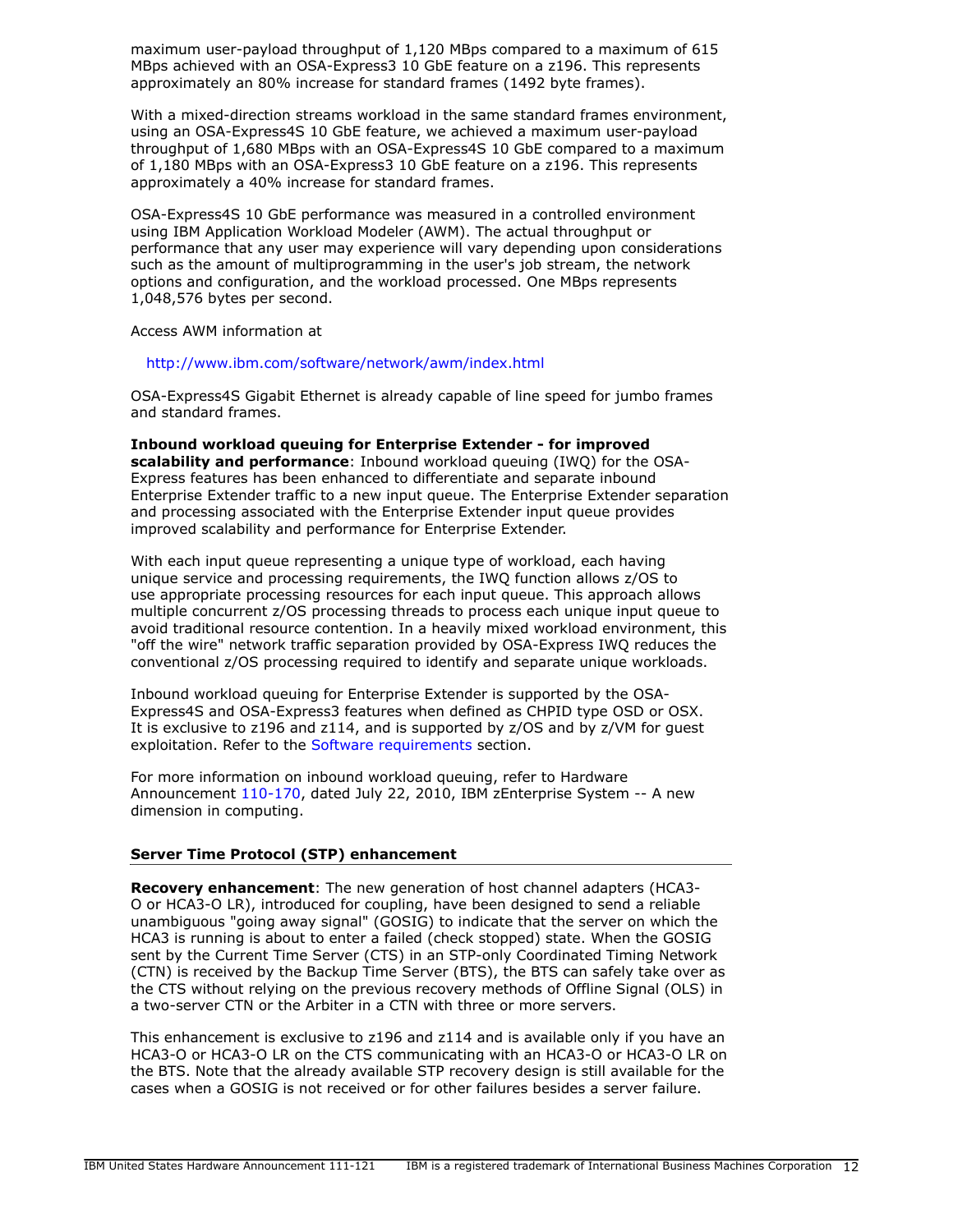maximum user-payload throughput of 1,120 MBps compared to a maximum of 615 MBps achieved with an OSA-Express3 10 GbE feature on a z196. This represents approximately an 80% increase for standard frames (1492 byte frames).

With a mixed-direction streams workload in the same standard frames environment, using an OSA-Express4S 10 GbE feature, we achieved a maximum user-payload throughput of 1,680 MBps with an OSA-Express4S 10 GbE compared to a maximum of 1,180 MBps with an OSA-Express3 10 GbE feature on a z196. This represents approximately a 40% increase for standard frames.

OSA-Express4S 10 GbE performance was measured in a controlled environment using IBM Application Workload Modeler (AWM). The actual throughput or performance that any user may experience will vary depending upon considerations such as the amount of multiprogramming in the user's job stream, the network options and configuration, and the workload processed. One MBps represents 1,048,576 bytes per second.

Access AWM information at

http://www.ibm.com/software/network/awm/index.html

OSA-Express4S Gigabit Ethernet is already capable of line speed for jumbo frames and standard frames.

**Inbound workload queuing for Enterprise Extender - for improved scalability and performance**: Inbound workload queuing (IWQ) for the OSA-Express features has been enhanced to differentiate and separate inbound Enterprise Extender traffic to a new input queue. The Enterprise Extender separation and processing associated with the Enterprise Extender input queue provides improved scalability and performance for Enterprise Extender.

With each input queue representing a unique type of workload, each having unique service and processing requirements, the IWQ function allows z/OS to use appropriate processing resources for each input queue. This approach allows multiple concurrent z/OS processing threads to process each unique input queue to avoid traditional resource contention. In a heavily mixed workload environment, this "off the wire" network traffic separation provided by OSA-Express IWQ reduces the conventional z/OS processing required to identify and separate unique workloads.

Inbound workload queuing for Enterprise Extender is supported by the OSA-Express4S and OSA-Express3 features when defined as CHPID type OSD or OSX. It is exclusive to z196 and z114, and is supported by z/OS and by z/VM for guest exploitation. Refer to the Software requirements section.

For more information on inbound workload queuing, refer to Hardware Announcement 110-170, dated July 22, 2010, IBM zEnterprise System -- A new dimension in computing.

## Server Time Protocol (STP) enhancement

**Recovery enhancement**: The new generation of host channel adapters (HCA3-O or HCA3-O LR), introduced for coupling, have been designed to send a reliable unambiguous "going away signal" (GOSIG) to indicate that the server on which the HCA3 is running is about to enter a failed (check stopped) state. When the GOSIG sent by the Current Time Server (CTS) in an STP-only Coordinated Timing Network (CTN) is received by the Backup Time Server (BTS), the BTS can safely take over as the CTS without relying on the previous recovery methods of Offline Signal (OLS) in a two-server CTN or the Arbiter in a CTN with three or more servers.

This enhancement is exclusive to z196 and z114 and is available only if you have an HCA3-O or HCA3-O LR on the CTS communicating with an HCA3-O or HCA3-O LR on the BTS. Note that the already available STP recovery design is still available for the cases when a GOSIG is not received or for other failures besides a server failure.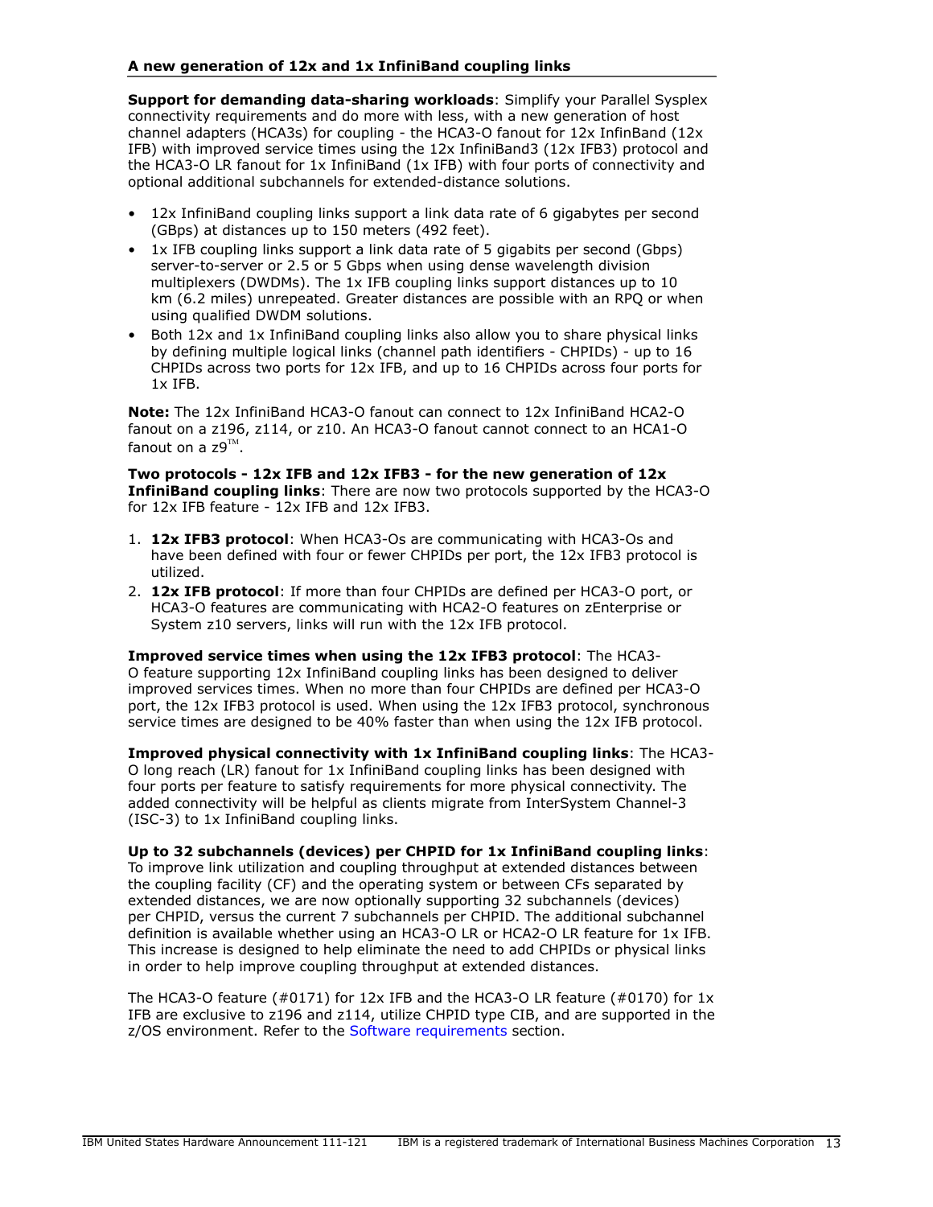### A new generation of 12x and 1x InfiniBand coupling links

**Support for demanding data-sharing workloads**: Simplify your Parallel Sysplex connectivity requirements and do more with less, with a new generation of host channel adapters (HCA3s) for coupling - the HCA3-O fanout for 12x InfinBand (12x IFB) with improved service times using the 12x InfiniBand3 (12x IFB3) protocol and the HCA3-O LR fanout for 1x InfiniBand (1x IFB) with four ports of connectivity and optional additional subchannels for extended-distance solutions.

- 12x InfiniBand coupling links support a link data rate of 6 gigabytes per second (GBps) at distances up to 150 meters (492 feet).
- 1x IFB coupling links support a link data rate of 5 gigabits per second (Gbps) server-to-server or 2.5 or 5 Gbps when using dense wavelength division multiplexers (DWDMs). The 1x IFB coupling links support distances up to 10 km (6.2 miles) unrepeated. Greater distances are possible with an RPQ or when using qualified DWDM solutions.
- Both 12x and 1x InfiniBand coupling links also allow you to share physical links by defining multiple logical links (channel path identifiers - CHPIDs) - up to 16 CHPIDs across two ports for 12x IFB, and up to 16 CHPIDs across four ports for 1x IFB.

**Note:** The 12x InfiniBand HCA3-O fanout can connect to 12x InfiniBand HCA2-O fanout on a z196, z114, or z10. An HCA3-O fanout cannot connect to an HCA1-O fanout on a z9™.

**Two protocols - 12x IFB and 12x IFB3 - for the new generation of 12x InfiniBand coupling links**: There are now two protocols supported by the HCA3-O for 12x IFB feature - 12x IFB and 12x IFB3.

1. **12x IFB3 protocol**: When HCA3-Os are communicating with HCA3-Os and have been defined with four or fewer CHPIDs per port, the 12x IFB3 protocol is utilized.
2. **12x IFB protocol**: If more than four CHPIDs are defined per HCA3-O port, or HCA3-O features are communicating with HCA2-O features on zEnterprise or System z10 servers, links will run with the 12x IFB protocol.

**Improved service times when using the 12x IFB3 protocol**: The HCA3-O feature supporting 12x InfiniBand coupling links has been designed to deliver improved services times. When no more than four CHPIDs are defined per HCA3-O port, the 12x IFB3 protocol is used. When using the 12x IFB3 protocol, synchronous service times are designed to be 40% faster than when using the 12x IFB protocol.

**Improved physical connectivity with 1x InfiniBand coupling links**: The HCA3-O long reach (LR) fanout for 1x InfiniBand coupling links has been designed with four ports per feature to satisfy requirements for more physical connectivity. The added connectivity will be helpful as clients migrate from InterSystem Channel-3 (ISC-3) to 1x InfiniBand coupling links.

**Up to 32 subchannels (devices) per CHPID for 1x InfiniBand coupling links**: To improve link utilization and coupling throughput at extended distances between the coupling facility (CF) and the operating system or between CFs separated by extended distances, we are now optionally supporting 32 subchannels (devices) per CHPID, versus the current 7 subchannels per CHPID. The additional subchannel definition is available whether using an HCA3-O LR or HCA2-O LR feature for 1x IFB. This increase is designed to help eliminate the need to add CHPIDs or physical links in order to help improve coupling throughput at extended distances.

The HCA3-O feature (#0171) for 12x IFB and the HCA3-O LR feature (#0170) for 1x IFB are exclusive to z196 and z114, utilize CHPID type CIB, and are supported in the z/OS environment. Refer to the Software requirements section.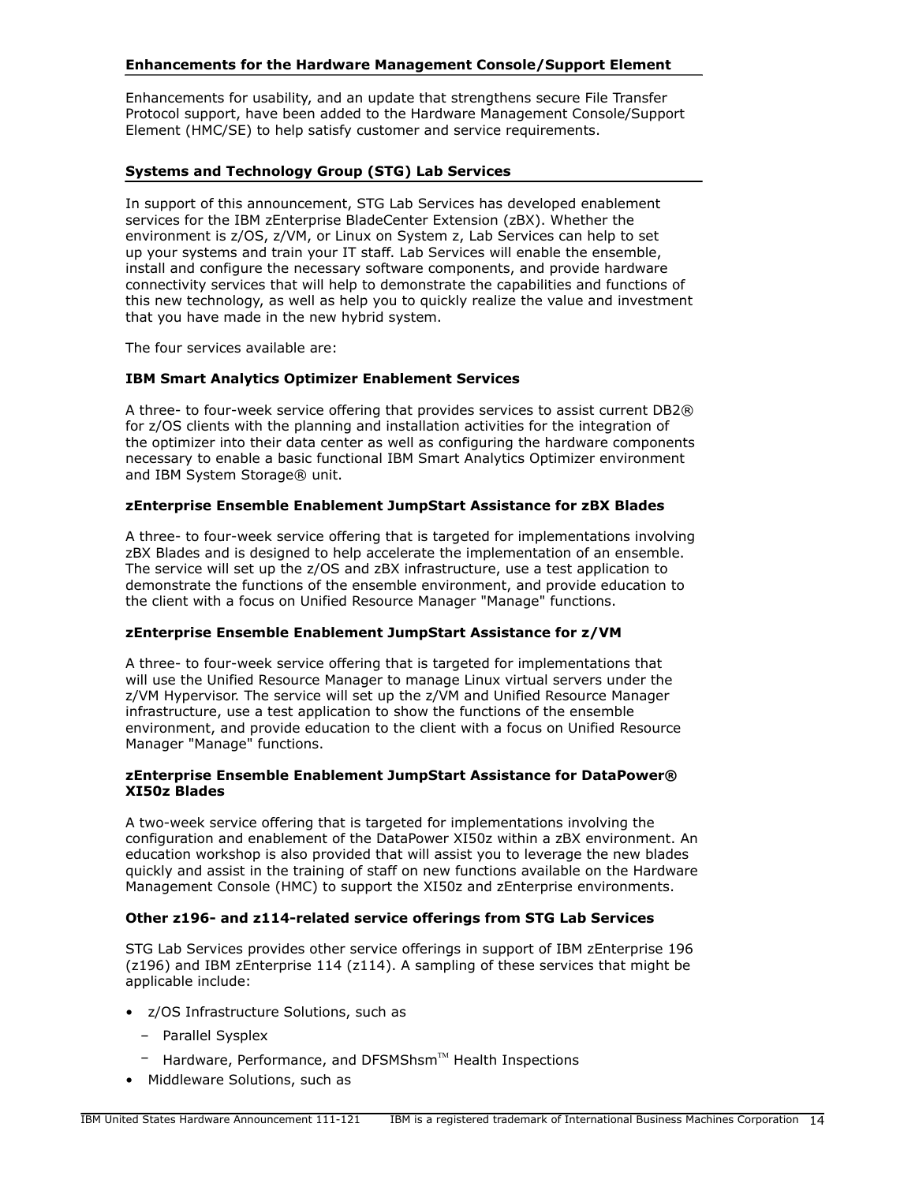## Enhancements for the Hardware Management Console/Support Element

Enhancements for usability, and an update that strengthens secure File Transfer Protocol support, have been added to the Hardware Management Console/Support Element (HMC/SE) to help satisfy customer and service requirements.

## Systems and Technology Group (STG) Lab Services

In support of this announcement, STG Lab Services has developed enablement services for the IBM zEnterprise BladeCenter Extension (zBX). Whether the environment is z/OS, z/VM, or Linux on System z, Lab Services can help to set up your systems and train your IT staff. Lab Services will enable the ensemble, install and configure the necessary software components, and provide hardware connectivity services that will help to demonstrate the capabilities and functions of this new technology, as well as help you to quickly realize the value and investment that you have made in the new hybrid system.

The four services available are:

### IBM Smart Analytics Optimizer Enablement Services

A three- to four-week service offering that provides services to assist current DB2® for z/OS clients with the planning and installation activities for the integration of the optimizer into their data center as well as configuring the hardware components necessary to enable a basic functional IBM Smart Analytics Optimizer environment and IBM System Storage® unit.

### zEnterprise Ensemble Enablement JumpStart Assistance for zBX Blades

A three- to four-week service offering that is targeted for implementations involving zBX Blades and is designed to help accelerate the implementation of an ensemble. The service will set up the z/OS and zBX infrastructure, use a test application to demonstrate the functions of the ensemble environment, and provide education to the client with a focus on Unified Resource Manager "Manage" functions.

### zEnterprise Ensemble Enablement JumpStart Assistance for z/VM

A three- to four-week service offering that is targeted for implementations that will use the Unified Resource Manager to manage Linux virtual servers under the z/VM Hypervisor. The service will set up the z/VM and Unified Resource Manager infrastructure, use a test application to show the functions of the ensemble environment, and provide education to the client with a focus on Unified Resource Manager "Manage" functions.

### zEnterprise Ensemble Enablement JumpStart Assistance for DataPower® XI50z Blades

A two-week service offering that is targeted for implementations involving the configuration and enablement of the DataPower XI50z within a zBX environment. An education workshop is also provided that will assist you to leverage the new blades quickly and assist in the training of staff on new functions available on the Hardware Management Console (HMC) to support the XI50z and zEnterprise environments.

### Other z196- and z114-related service offerings from STG Lab Services

STG Lab Services provides other service offerings in support of IBM zEnterprise 196 (z196) and IBM zEnterprise 114 (z114). A sampling of these services that might be applicable include:

- z/OS Infrastructure Solutions, such as
  - Parallel Sysplex
  - Hardware, Performance, and DFSMShsm™ Health Inspections
- Middleware Solutions, such as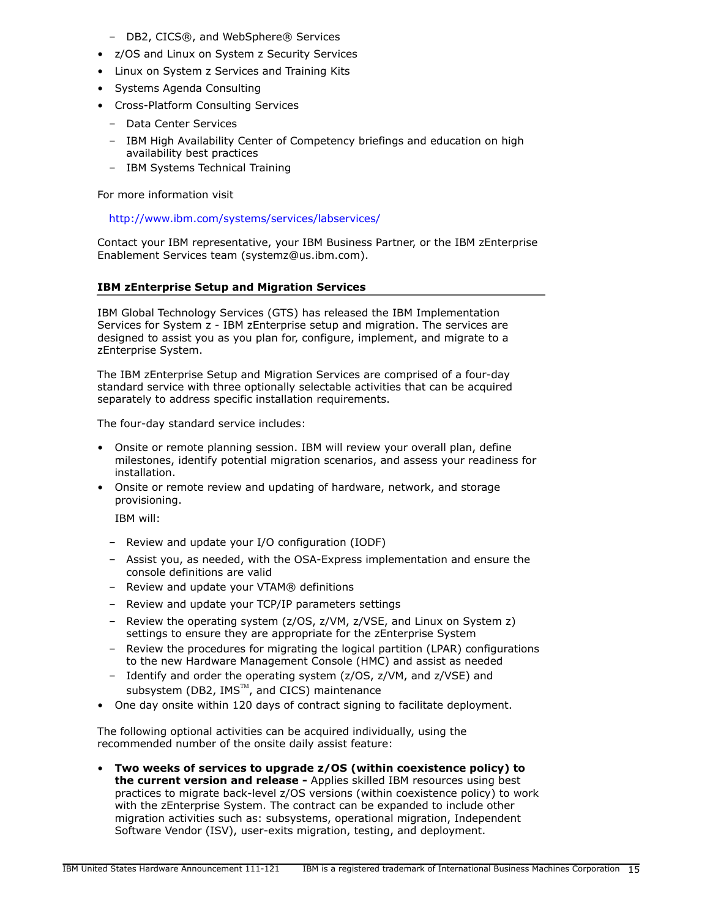- DB2, CICS®, and WebSphere® Services
- z/OS and Linux on System z Security Services
- Linux on System z Services and Training Kits
- Systems Agenda Consulting
- Cross-Platform Consulting Services
  - Data Center Services
  - IBM High Availability Center of Competency briefings and education on high availability best practices
  - IBM Systems Technical Training

For more information visit

http://www.ibm.com/systems/services/labservices/

Contact your IBM representative, your IBM Business Partner, or the IBM zEnterprise Enablement Services team (systemz@us.ibm.com).

## IBM zEnterprise Setup and Migration Services

IBM Global Technology Services (GTS) has released the IBM Implementation Services for System z - IBM zEnterprise setup and migration. The services are designed to assist you as you plan for, configure, implement, and migrate to a zEnterprise System.

The IBM zEnterprise Setup and Migration Services are comprised of a four-day standard service with three optionally selectable activities that can be acquired separately to address specific installation requirements.

The four-day standard service includes:

- Onsite or remote planning session. IBM will review your overall plan, define milestones, identify potential migration scenarios, and assess your readiness for installation.
- Onsite or remote review and updating of hardware, network, and storage provisioning.

  IBM will:

  - Review and update your I/O configuration (IODF)
  - Assist you, as needed, with the OSA-Express implementation and ensure the console definitions are valid
  - Review and update your VTAM® definitions
  - Review and update your TCP/IP parameters settings
  - Review the operating system (z/OS, z/VM, z/VSE, and Linux on System z) settings to ensure they are appropriate for the zEnterprise System
  - Review the procedures for migrating the logical partition (LPAR) configurations to the new Hardware Management Console (HMC) and assist as needed
  - Identify and order the operating system (z/OS, z/VM, and z/VSE) and subsystem (DB2, IMS™, and CICS) maintenance
- One day onsite within 120 days of contract signing to facilitate deployment.

The following optional activities can be acquired individually, using the recommended number of the onsite daily assist feature:

- **Two weeks of services to upgrade z/OS (within coexistence policy) to the current version and release -** Applies skilled IBM resources using best practices to migrate back-level z/OS versions (within coexistence policy) to work with the zEnterprise System. The contract can be expanded to include other migration activities such as: subsystems, operational migration, Independent Software Vendor (ISV), user-exits migration, testing, and deployment.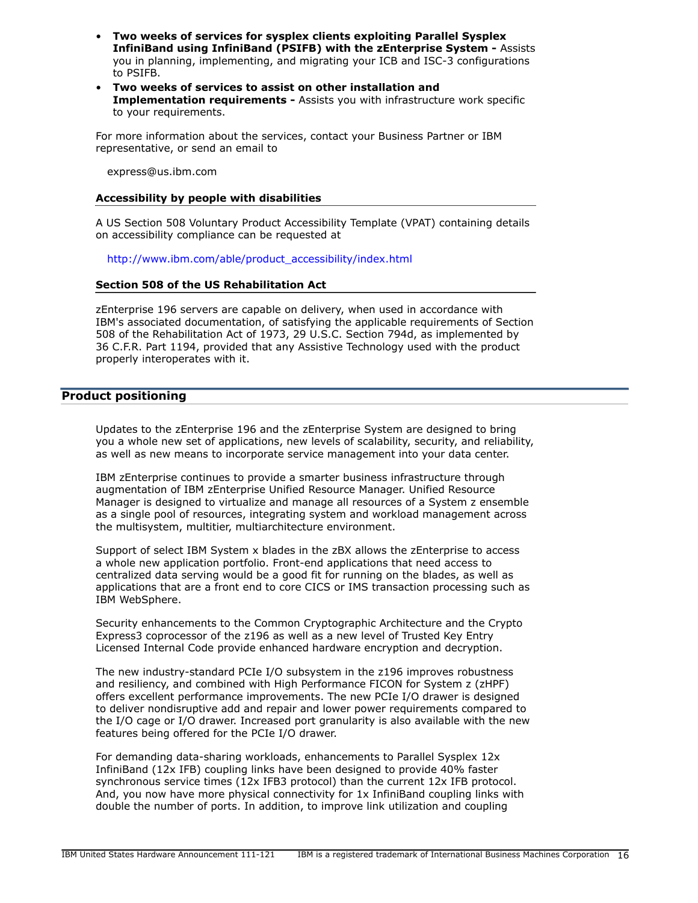- **Two weeks of services for sysplex clients exploiting Parallel Sysplex InfiniBand using InfiniBand (PSIFB) with the zEnterprise System -** Assists you in planning, implementing, and migrating your ICB and ISC-3 configurations to PSIFB.
- **Two weeks of services to assist on other installation and Implementation requirements -** Assists you with infrastructure work specific to your requirements.

For more information about the services, contact your Business Partner or IBM representative, or send an email to

express@us.ibm.com

### Accessibility by people with disabilities

A US Section 508 Voluntary Product Accessibility Template (VPAT) containing details on accessibility compliance can be requested at

http://www.ibm.com/able/product_accessibility/index.html

### Section 508 of the US Rehabilitation Act

zEnterprise 196 servers are capable on delivery, when used in accordance with IBM's associated documentation, of satisfying the applicable requirements of Section 508 of the Rehabilitation Act of 1973, 29 U.S.C. Section 794d, as implemented by 36 C.F.R. Part 1194, provided that any Assistive Technology used with the product properly interoperates with it.

## Product positioning

Updates to the zEnterprise 196 and the zEnterprise System are designed to bring you a whole new set of applications, new levels of scalability, security, and reliability, as well as new means to incorporate service management into your data center.

IBM zEnterprise continues to provide a smarter business infrastructure through augmentation of IBM zEnterprise Unified Resource Manager. Unified Resource Manager is designed to virtualize and manage all resources of a System z ensemble as a single pool of resources, integrating system and workload management across the multisystem, multitier, multiarchitecture environment.

Support of select IBM System x blades in the zBX allows the zEnterprise to access a whole new application portfolio. Front-end applications that need access to centralized data serving would be a good fit for running on the blades, as well as applications that are a front end to core CICS or IMS transaction processing such as IBM WebSphere.

Security enhancements to the Common Cryptographic Architecture and the Crypto Express3 coprocessor of the z196 as well as a new level of Trusted Key Entry Licensed Internal Code provide enhanced hardware encryption and decryption.

The new industry-standard PCIe I/O subsystem in the z196 improves robustness and resiliency, and combined with High Performance FICON for System z (zHPF) offers excellent performance improvements. The new PCIe I/O drawer is designed to deliver nondisruptive add and repair and lower power requirements compared to the I/O cage or I/O drawer. Increased port granularity is also available with the new features being offered for the PCIe I/O drawer.

For demanding data-sharing workloads, enhancements to Parallel Sysplex 12x InfiniBand (12x IFB) coupling links have been designed to provide 40% faster synchronous service times (12x IFB3 protocol) than the current 12x IFB protocol. And, you now have more physical connectivity for 1x InfiniBand coupling links with double the number of ports. In addition, to improve link utilization and coupling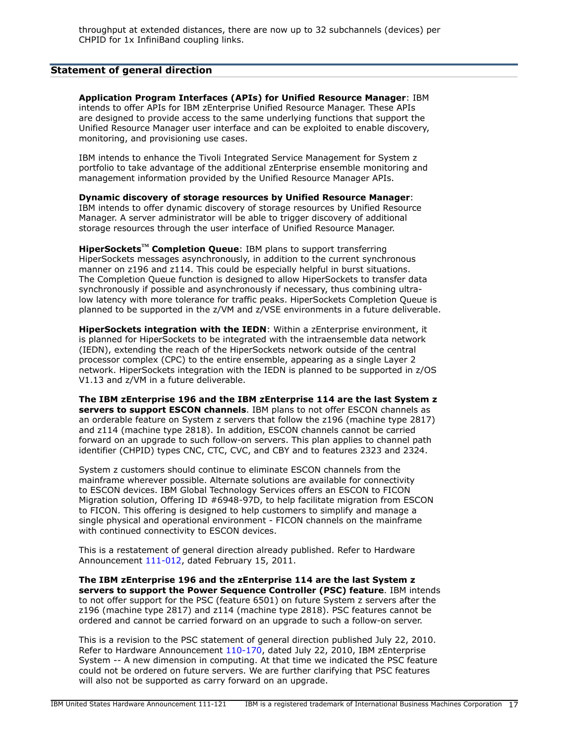throughput at extended distances, there are now up to 32 subchannels (devices) per CHPID for 1x InfiniBand coupling links.

## Statement of general direction

**Application Program Interfaces (APIs) for Unified Resource Manager**: IBM intends to offer APIs for IBM zEnterprise Unified Resource Manager. These APIs are designed to provide access to the same underlying functions that support the Unified Resource Manager user interface and can be exploited to enable discovery, monitoring, and provisioning use cases.

IBM intends to enhance the Tivoli Integrated Service Management for System z portfolio to take advantage of the additional zEnterprise ensemble monitoring and management information provided by the Unified Resource Manager APIs.

**Dynamic discovery of storage resources by Unified Resource Manager**: IBM intends to offer dynamic discovery of storage resources by Unified Resource Manager. A server administrator will be able to trigger discovery of additional storage resources through the user interface of Unified Resource Manager.

**HiperSockets™ Completion Queue**: IBM plans to support transferring HiperSockets messages asynchronously, in addition to the current synchronous manner on z196 and z114. This could be especially helpful in burst situations. The Completion Queue function is designed to allow HiperSockets to transfer data synchronously if possible and asynchronously if necessary, thus combining ultra-low latency with more tolerance for traffic peaks. HiperSockets Completion Queue is planned to be supported in the z/VM and z/VSE environments in a future deliverable.

**HiperSockets integration with the IEDN**: Within a zEnterprise environment, it is planned for HiperSockets to be integrated with the intraensemble data network (IEDN), extending the reach of the HiperSockets network outside of the central processor complex (CPC) to the entire ensemble, appearing as a single Layer 2 network. HiperSockets integration with the IEDN is planned to be supported in z/OS V1.13 and z/VM in a future deliverable.

**The IBM zEnterprise 196 and the IBM zEnterprise 114 are the last System z servers to support ESCON channels**. IBM plans to not offer ESCON channels as an orderable feature on System z servers that follow the z196 (machine type 2817) and z114 (machine type 2818). In addition, ESCON channels cannot be carried forward on an upgrade to such follow-on servers. This plan applies to channel path identifier (CHPID) types CNC, CTC, CVC, and CBY and to features 2323 and 2324.

System z customers should continue to eliminate ESCON channels from the mainframe wherever possible. Alternate solutions are available for connectivity to ESCON devices. IBM Global Technology Services offers an ESCON to FICON Migration solution, Offering ID #6948-97D, to help facilitate migration from ESCON to FICON. This offering is designed to help customers to simplify and manage a single physical and operational environment - FICON channels on the mainframe with continued connectivity to ESCON devices.

This is a restatement of general direction already published. Refer to Hardware Announcement 111-012, dated February 15, 2011.

**The IBM zEnterprise 196 and the zEnterprise 114 are the last System z servers to support the Power Sequence Controller (PSC) feature**. IBM intends to not offer support for the PSC (feature 6501) on future System z servers after the z196 (machine type 2817) and z114 (machine type 2818). PSC features cannot be ordered and cannot be carried forward on an upgrade to such a follow-on server.

This is a revision to the PSC statement of general direction published July 22, 2010. Refer to Hardware Announcement 110-170, dated July 22, 2010, IBM zEnterprise System -- A new dimension in computing. At that time we indicated the PSC feature could not be ordered on future servers. We are further clarifying that PSC features will also not be supported as carry forward on an upgrade.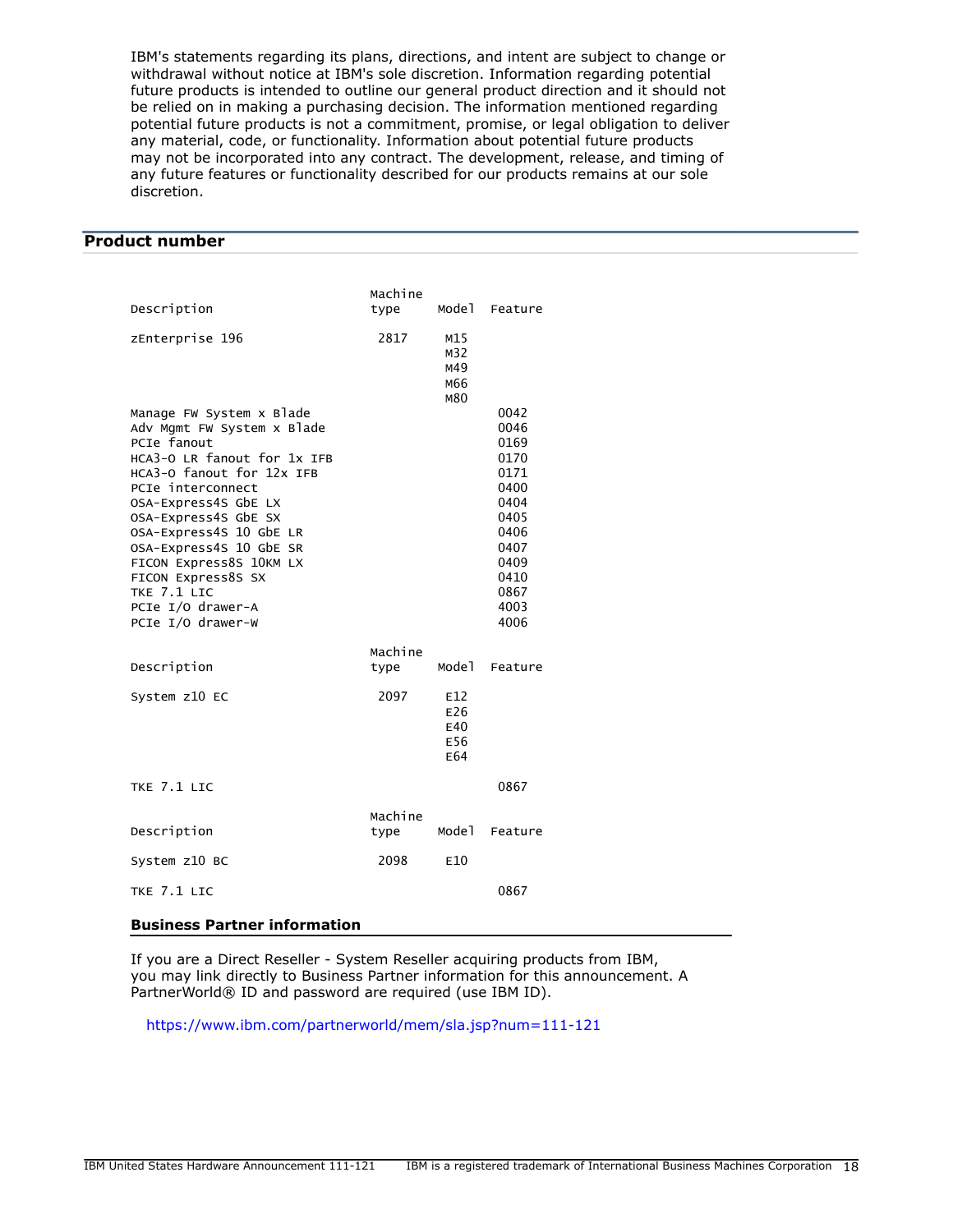IBM's statements regarding its plans, directions, and intent are subject to change or withdrawal without notice at IBM's sole discretion. Information regarding potential future products is intended to outline our general product direction and it should not be relied on in making a purchasing decision. The information mentioned regarding potential future products is not a commitment, promise, or legal obligation to deliver any material, code, or functionality. Information about potential future products may not be incorporated into any contract. The development, release, and timing of any future features or functionality described for our products remains at our sole discretion.

## Product number

| Description | Machine type | Model | Feature |
|---|---|---|---|
| zEnterprise 196 | 2817 | M15 | |
| | | M32 | |
| | | M49 | |
| | | M66 | |
| | | M80 | |
| Manage FW System x Blade | | | 0042 |
| Adv Mgmt FW System x Blade | | | 0046 |
| PCIe fanout | | | 0169 |
| HCA3-O LR fanout for 1x IFB | | | 0170 |
| HCA3-O fanout for 12x IFB | | | 0171 |
| PCIe interconnect | | | 0400 |
| OSA-Express4S GbE LX | | | 0404 |
| OSA-Express4S GbE SX | | | 0405 |
| OSA-Express4S 10 GbE LR | | | 0406 |
| OSA-Express4S 10 GbE SR | | | 0407 |
| FICON Express8S 10KM LX | | | 0409 |
| FICON Express8S SX | | | 0410 |
| TKE 7.1 LIC | | | 0867 |
| PCIe I/O drawer-A | | | 4003 |
| PCIe I/O drawer-W | | | 4006 |

| Description | Machine type | Model | Feature |
|---|---|---|---|
| System z10 EC | 2097 | E12 | |
| | | E26 | |
| | | E40 | |
| | | E56 | |
| | | E64 | |
| TKE 7.1 LIC | | | 0867 |

| Description | Machine type | Model | Feature |
|---|---|---|---|
| System z10 BC | 2098 | E10 | |
| TKE 7.1 LIC | | | 0867 |

### Business Partner information

If you are a Direct Reseller - System Reseller acquiring products from IBM, you may link directly to Business Partner information for this announcement. A PartnerWorld® ID and password are required (use IBM ID).

https://www.ibm.com/partnerworld/mem/sla.jsp?num=111-121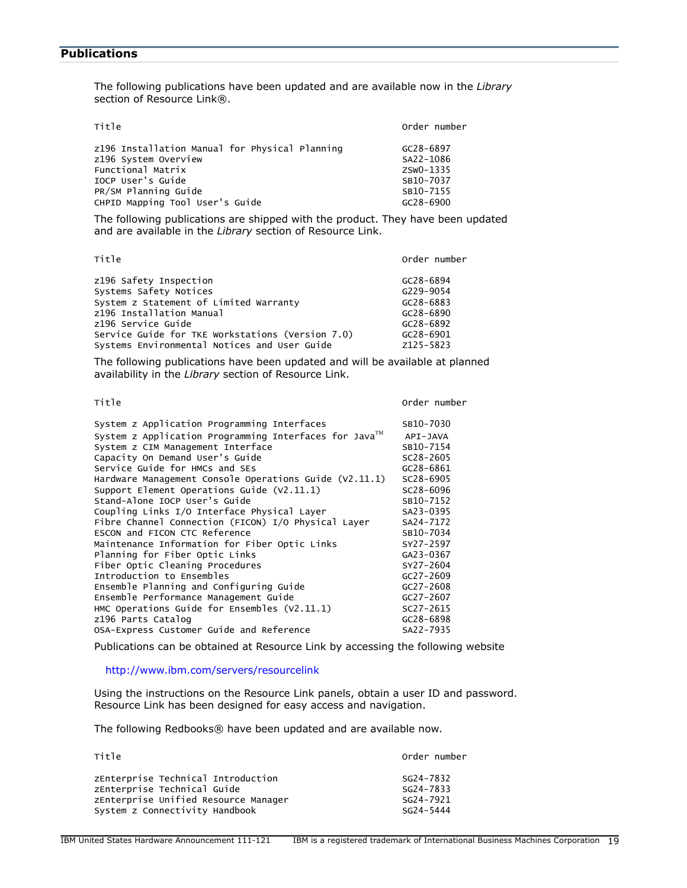## Publications

The following publications have been updated and are available now in the *Library* section of Resource Link®.

| Title | Order number |
|---|---|
| z196 Installation Manual for Physical Planning | GC28-6897 |
| z196 System Overview | SA22-1086 |
| Functional Matrix | ZSW0-1335 |
| IOCP User's Guide | SB10-7037 |
| PR/SM Planning Guide | SB10-7155 |
| CHPID Mapping Tool User's Guide | GC28-6900 |

The following publications are shipped with the product. They have been updated and are available in the *Library* section of Resource Link.

| Title | Order number |
|---|---|
| z196 Safety Inspection | GC28-6894 |
| Systems Safety Notices | G229-9054 |
| System z Statement of Limited Warranty | GC28-6883 |
| z196 Installation Manual | GC28-6890 |
| z196 Service Guide | GC28-6892 |
| Service Guide for TKE Workstations (Version 7.0) | GC28-6901 |
| Systems Environmental Notices and User Guide | Z125-5823 |

The following publications have been updated and will be available at planned availability in the *Library* section of Resource Link.

| Title | Order number |
|---|---|
| System z Application Programming Interfaces | SB10-7030 |
| System z Application Programming Interfaces for Java™ | API-JAVA |
| System z CIM Management Interface | SB10-7154 |
| Capacity On Demand User's Guide | SC28-2605 |
| Service Guide for HMCs and SEs | GC28-6861 |
| Hardware Management Console Operations Guide (V2.11.1) | SC28-6905 |
| Support Element Operations Guide (V2.11.1) | SC28-6096 |
| Stand-Alone IOCP User's Guide | SB10-7152 |
| Coupling Links I/O Interface Physical Layer | SA23-0395 |
| Fibre Channel Connection (FICON) I/O Physical Layer | SA24-7172 |
| ESCON and FICON CTC Reference | SB10-7034 |
| Maintenance Information for Fiber Optic Links | SY27-2597 |
| Planning for Fiber Optic Links | GA23-0367 |
| Fiber Optic Cleaning Procedures | SY27-2604 |
| Introduction to Ensembles | GC27-2609 |
| Ensemble Planning and Configuring Guide | GC27-2608 |
| Ensemble Performance Management Guide | GC27-2607 |
| HMC Operations Guide for Ensembles (V2.11.1) | SC27-2615 |
| z196 Parts Catalog | GC28-6898 |
| OSA-Express Customer Guide and Reference | SA22-7935 |

Publications can be obtained at Resource Link by accessing the following website

http://www.ibm.com/servers/resourcelink

Using the instructions on the Resource Link panels, obtain a user ID and password. Resource Link has been designed for easy access and navigation.

The following Redbooks® have been updated and are available now.

| Title | Order number |
|---|---|
| zEnterprise Technical Introduction | SG24-7832 |
| zEnterprise Technical Guide | SG24-7833 |
| zEnterprise Unified Resource Manager | SG24-7921 |
| System z Connectivity Handbook | SG24-5444 |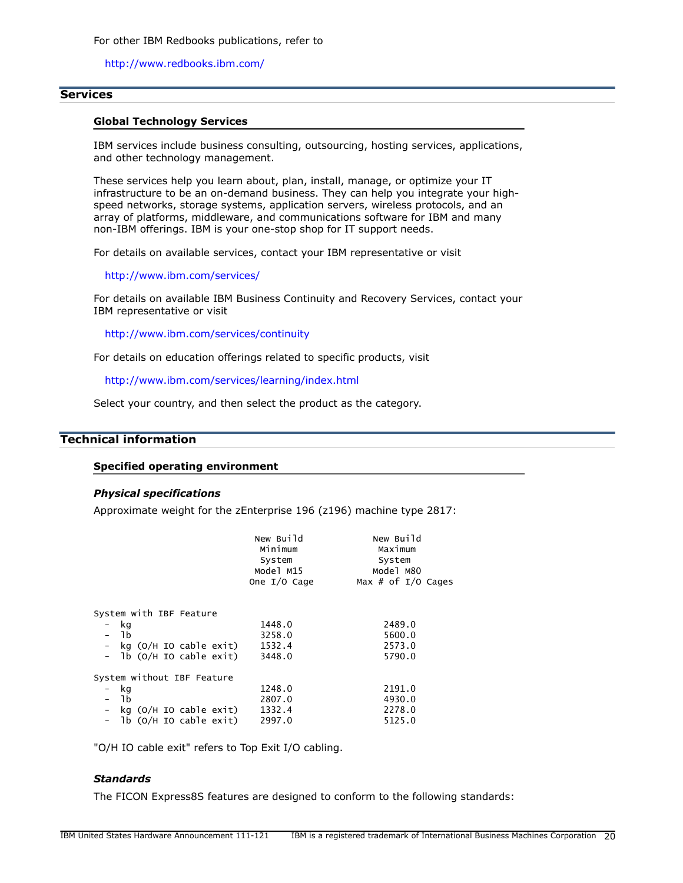For other IBM Redbooks publications, refer to

http://www.redbooks.ibm.com/

## Services

### Global Technology Services

IBM services include business consulting, outsourcing, hosting services, applications, and other technology management.

These services help you learn about, plan, install, manage, or optimize your IT infrastructure to be an on-demand business. They can help you integrate your high-speed networks, storage systems, application servers, wireless protocols, and an array of platforms, middleware, and communications software for IBM and many non-IBM offerings. IBM is your one-stop shop for IT support needs.

For details on available services, contact your IBM representative or visit

http://www.ibm.com/services/

For details on available IBM Business Continuity and Recovery Services, contact your IBM representative or visit

http://www.ibm.com/services/continuity

For details on education offerings related to specific products, visit

http://www.ibm.com/services/learning/index.html

Select your country, and then select the product as the category.

## Technical information

### Specified operating environment

***Physical specifications***

Approximate weight for the zEnterprise 196 (z196) machine type 2817:

```
                              New Build            New Build
                               Minimum              Maximum
                               System               System
                              Model M15            Model M80
                             One I/O Cage      Max # of I/O Cages


System with IBF Feature
  -  kg                        1448.0               2489.0
  -  lb                        3258.0               5600.0
  -  kg (O/H IO cable exit)    1532.4               2573.0
  -  lb (O/H IO cable exit)    3448.0               5790.0

System without IBF Feature
  -  kg                        1248.0               2191.0
  -  lb                        2807.0               4930.0
  -  kg (O/H IO cable exit)    1332.4               2278.0
  -  lb (O/H IO cable exit)    2997.0               5125.0
```

"O/H IO cable exit" refers to Top Exit I/O cabling.

***Standards***

The FICON Express8S features are designed to conform to the following standards: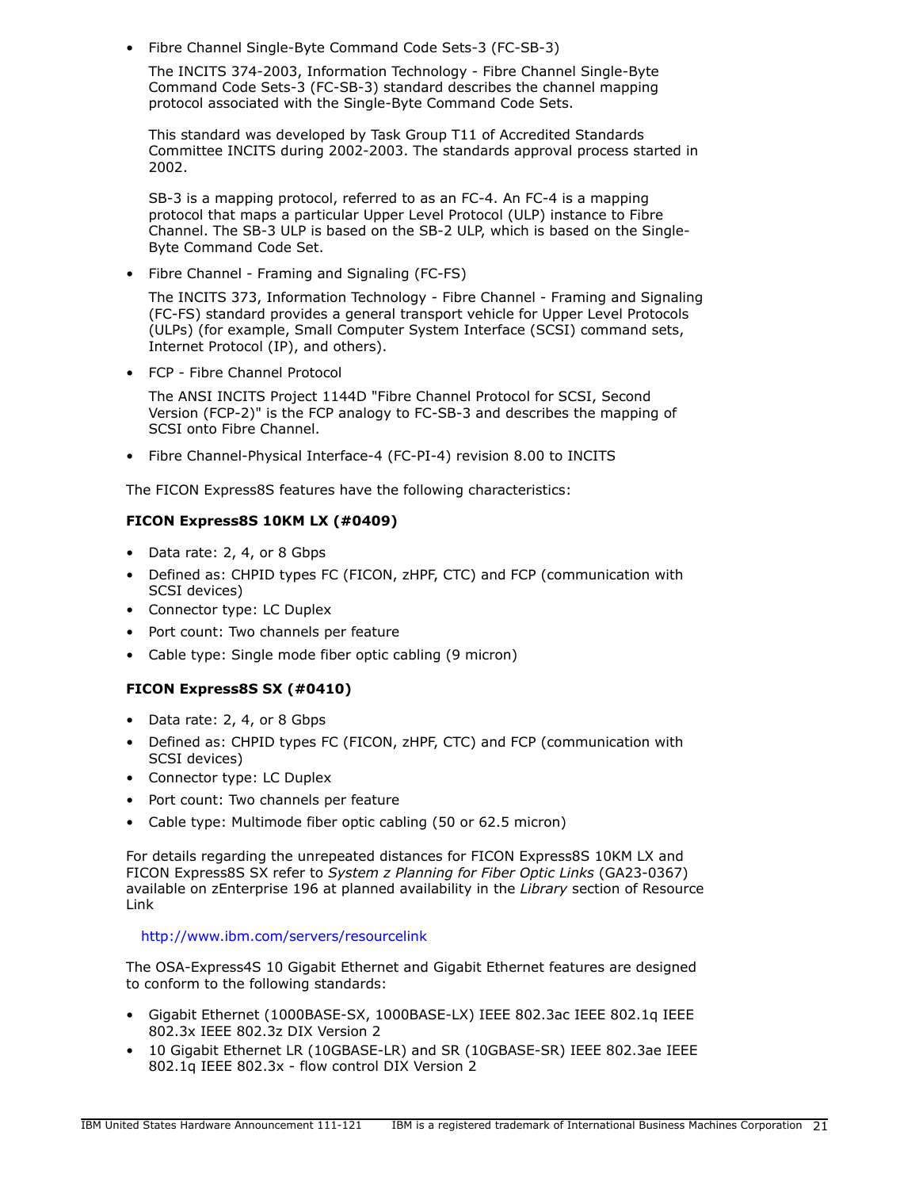- Fibre Channel Single-Byte Command Code Sets-3 (FC-SB-3)

  The INCITS 374-2003, Information Technology - Fibre Channel Single-Byte Command Code Sets-3 (FC-SB-3) standard describes the channel mapping protocol associated with the Single-Byte Command Code Sets.

  This standard was developed by Task Group T11 of Accredited Standards Committee INCITS during 2002-2003. The standards approval process started in 2002.

  SB-3 is a mapping protocol, referred to as an FC-4. An FC-4 is a mapping protocol that maps a particular Upper Level Protocol (ULP) instance to Fibre Channel. The SB-3 ULP is based on the SB-2 ULP, which is based on the Single-Byte Command Code Set.

- Fibre Channel - Framing and Signaling (FC-FS)

  The INCITS 373, Information Technology - Fibre Channel - Framing and Signaling (FC-FS) standard provides a general transport vehicle for Upper Level Protocols (ULPs) (for example, Small Computer System Interface (SCSI) command sets, Internet Protocol (IP), and others).

- FCP - Fibre Channel Protocol

  The ANSI INCITS Project 1144D "Fibre Channel Protocol for SCSI, Second Version (FCP-2)" is the FCP analogy to FC-SB-3 and describes the mapping of SCSI onto Fibre Channel.

- Fibre Channel-Physical Interface-4 (FC-PI-4) revision 8.00 to INCITS

The FICON Express8S features have the following characteristics:

**FICON Express8S 10KM LX (#0409)**

- Data rate: 2, 4, or 8 Gbps
- Defined as: CHPID types FC (FICON, zHPF, CTC) and FCP (communication with SCSI devices)
- Connector type: LC Duplex
- Port count: Two channels per feature
- Cable type: Single mode fiber optic cabling (9 micron)

**FICON Express8S SX (#0410)**

- Data rate: 2, 4, or 8 Gbps
- Defined as: CHPID types FC (FICON, zHPF, CTC) and FCP (communication with SCSI devices)
- Connector type: LC Duplex
- Port count: Two channels per feature
- Cable type: Multimode fiber optic cabling (50 or 62.5 micron)

For details regarding the unrepeated distances for FICON Express8S 10KM LX and FICON Express8S SX refer to *System z Planning for Fiber Optic Links* (GA23-0367) available on zEnterprise 196 at planned availability in the *Library* section of Resource Link

http://www.ibm.com/servers/resourcelink

The OSA-Express4S 10 Gigabit Ethernet and Gigabit Ethernet features are designed to conform to the following standards:

- Gigabit Ethernet (1000BASE-SX, 1000BASE-LX) IEEE 802.3ac IEEE 802.1q IEEE 802.3x IEEE 802.3z DIX Version 2
- 10 Gigabit Ethernet LR (10GBASE-LR) and SR (10GBASE-SR) IEEE 802.3ae IEEE 802.1q IEEE 802.3x - flow control DIX Version 2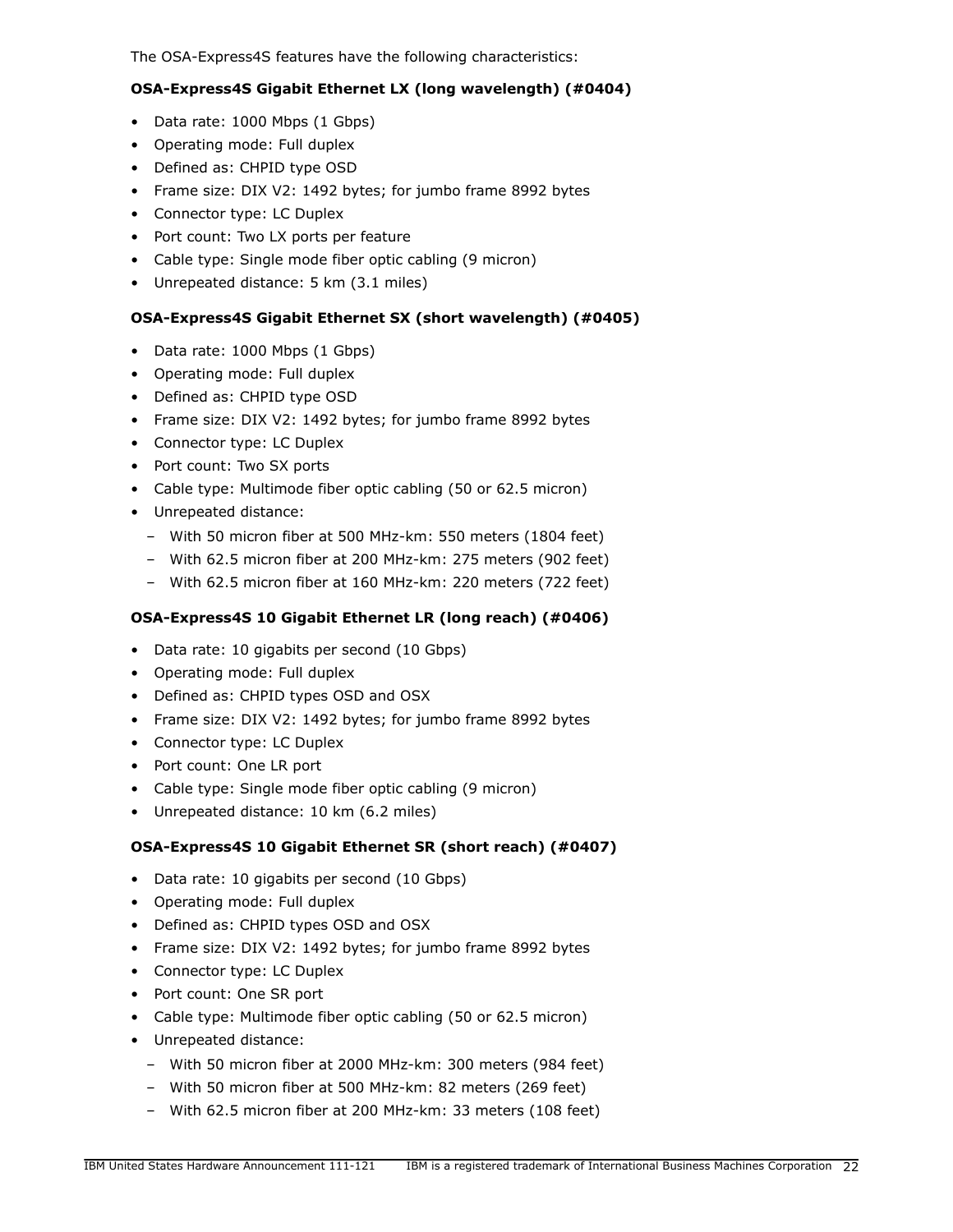The OSA-Express4S features have the following characteristics:

**OSA-Express4S Gigabit Ethernet LX (long wavelength) (#0404)**

- Data rate: 1000 Mbps (1 Gbps)
- Operating mode: Full duplex
- Defined as: CHPID type OSD
- Frame size: DIX V2: 1492 bytes; for jumbo frame 8992 bytes
- Connector type: LC Duplex
- Port count: Two LX ports per feature
- Cable type: Single mode fiber optic cabling (9 micron)
- Unrepeated distance: 5 km (3.1 miles)

**OSA-Express4S Gigabit Ethernet SX (short wavelength) (#0405)**

- Data rate: 1000 Mbps (1 Gbps)
- Operating mode: Full duplex
- Defined as: CHPID type OSD
- Frame size: DIX V2: 1492 bytes; for jumbo frame 8992 bytes
- Connector type: LC Duplex
- Port count: Two SX ports
- Cable type: Multimode fiber optic cabling (50 or 62.5 micron)
- Unrepeated distance:
  - With 50 micron fiber at 500 MHz-km: 550 meters (1804 feet)
  - With 62.5 micron fiber at 200 MHz-km: 275 meters (902 feet)
  - With 62.5 micron fiber at 160 MHz-km: 220 meters (722 feet)

**OSA-Express4S 10 Gigabit Ethernet LR (long reach) (#0406)**

- Data rate: 10 gigabits per second (10 Gbps)
- Operating mode: Full duplex
- Defined as: CHPID types OSD and OSX
- Frame size: DIX V2: 1492 bytes; for jumbo frame 8992 bytes
- Connector type: LC Duplex
- Port count: One LR port
- Cable type: Single mode fiber optic cabling (9 micron)
- Unrepeated distance: 10 km (6.2 miles)

**OSA-Express4S 10 Gigabit Ethernet SR (short reach) (#0407)**

- Data rate: 10 gigabits per second (10 Gbps)
- Operating mode: Full duplex
- Defined as: CHPID types OSD and OSX
- Frame size: DIX V2: 1492 bytes; for jumbo frame 8992 bytes
- Connector type: LC Duplex
- Port count: One SR port
- Cable type: Multimode fiber optic cabling (50 or 62.5 micron)
- Unrepeated distance:
  - With 50 micron fiber at 2000 MHz-km: 300 meters (984 feet)
  - With 50 micron fiber at 500 MHz-km: 82 meters (269 feet)
  - With 62.5 micron fiber at 200 MHz-km: 33 meters (108 feet)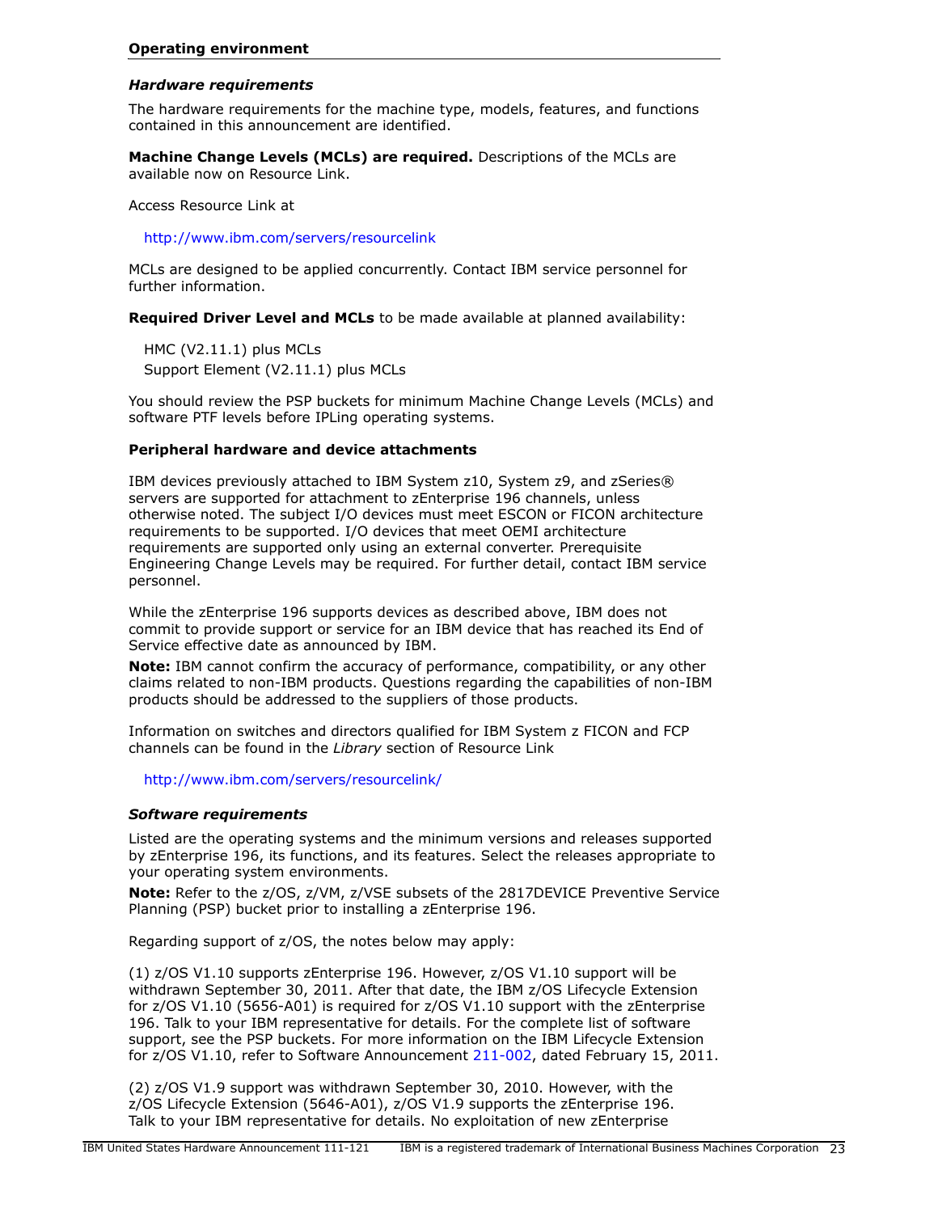## Operating environment

### *Hardware requirements*

The hardware requirements for the machine type, models, features, and functions contained in this announcement are identified.

**Machine Change Levels (MCLs) are required.** Descriptions of the MCLs are available now on Resource Link.

Access Resource Link at

http://www.ibm.com/servers/resourcelink

MCLs are designed to be applied concurrently. Contact IBM service personnel for further information.

**Required Driver Level and MCLs** to be made available at planned availability:

HMC (V2.11.1) plus MCLs
Support Element (V2.11.1) plus MCLs

You should review the PSP buckets for minimum Machine Change Levels (MCLs) and software PTF levels before IPLing operating systems.

**Peripheral hardware and device attachments**

IBM devices previously attached to IBM System z10, System z9, and zSeries® servers are supported for attachment to zEnterprise 196 channels, unless otherwise noted. The subject I/O devices must meet ESCON or FICON architecture requirements to be supported. I/O devices that meet OEMI architecture requirements are supported only using an external converter. Prerequisite Engineering Change Levels may be required. For further detail, contact IBM service personnel.

While the zEnterprise 196 supports devices as described above, IBM does not commit to provide support or service for an IBM device that has reached its End of Service effective date as announced by IBM.

**Note:** IBM cannot confirm the accuracy of performance, compatibility, or any other claims related to non-IBM products. Questions regarding the capabilities of non-IBM products should be addressed to the suppliers of those products.

Information on switches and directors qualified for IBM System z FICON and FCP channels can be found in the *Library* section of Resource Link

http://www.ibm.com/servers/resourcelink/

### *Software requirements*

Listed are the operating systems and the minimum versions and releases supported by zEnterprise 196, its functions, and its features. Select the releases appropriate to your operating system environments.

**Note:** Refer to the z/OS, z/VM, z/VSE subsets of the 2817DEVICE Preventive Service Planning (PSP) bucket prior to installing a zEnterprise 196.

Regarding support of z/OS, the notes below may apply:

(1) z/OS V1.10 supports zEnterprise 196. However, z/OS V1.10 support will be withdrawn September 30, 2011. After that date, the IBM z/OS Lifecycle Extension for z/OS V1.10 (5656-A01) is required for z/OS V1.10 support with the zEnterprise 196. Talk to your IBM representative for details. For the complete list of software support, see the PSP buckets. For more information on the IBM Lifecycle Extension for z/OS V1.10, refer to Software Announcement 211-002, dated February 15, 2011.

(2) z/OS V1.9 support was withdrawn September 30, 2010. However, with the z/OS Lifecycle Extension (5646-A01), z/OS V1.9 supports the zEnterprise 196. Talk to your IBM representative for details. No exploitation of new zEnterprise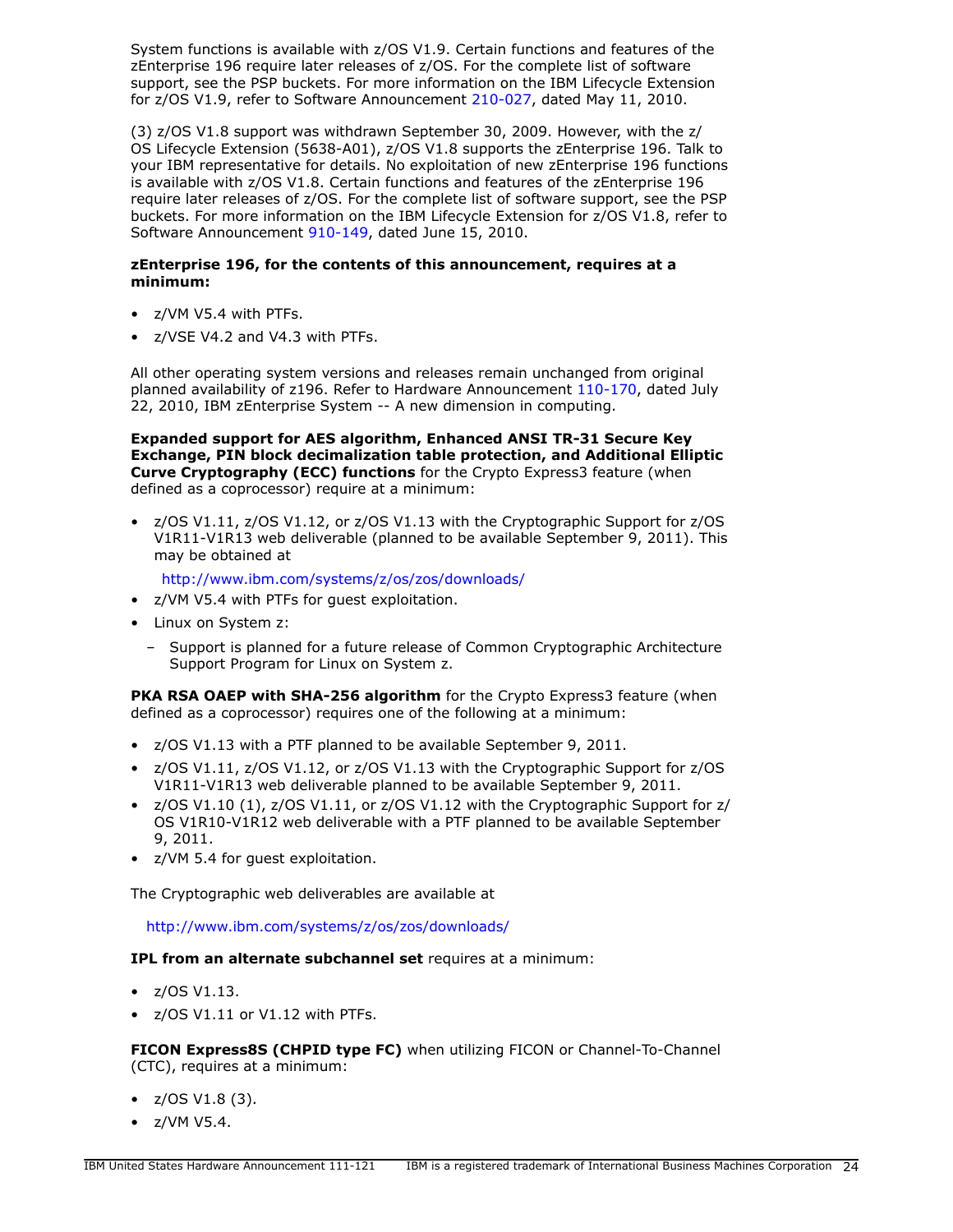System functions is available with z/OS V1.9. Certain functions and features of the zEnterprise 196 require later releases of z/OS. For the complete list of software support, see the PSP buckets. For more information on the IBM Lifecycle Extension for z/OS V1.9, refer to Software Announcement 210-027, dated May 11, 2010.

(3) z/OS V1.8 support was withdrawn September 30, 2009. However, with the z/OS Lifecycle Extension (5638-A01), z/OS V1.8 supports the zEnterprise 196. Talk to your IBM representative for details. No exploitation of new zEnterprise 196 functions is available with z/OS V1.8. Certain functions and features of the zEnterprise 196 require later releases of z/OS. For the complete list of software support, see the PSP buckets. For more information on the IBM Lifecycle Extension for z/OS V1.8, refer to Software Announcement 910-149, dated June 15, 2010.

**zEnterprise 196, for the contents of this announcement, requires at a minimum:**

- z/VM V5.4 with PTFs.
- z/VSE V4.2 and V4.3 with PTFs.

All other operating system versions and releases remain unchanged from original planned availability of z196. Refer to Hardware Announcement 110-170, dated July 22, 2010, IBM zEnterprise System -- A new dimension in computing.

**Expanded support for AES algorithm, Enhanced ANSI TR-31 Secure Key Exchange, PIN block decimalization table protection, and Additional Elliptic Curve Cryptography (ECC) functions** for the Crypto Express3 feature (when defined as a coprocessor) require at a minimum:

- z/OS V1.11, z/OS V1.12, or z/OS V1.13 with the Cryptographic Support for z/OS V1R11-V1R13 web deliverable (planned to be available September 9, 2011). This may be obtained at

  http://www.ibm.com/systems/z/os/zos/downloads/
- z/VM V5.4 with PTFs for guest exploitation.
- Linux on System z:
  - Support is planned for a future release of Common Cryptographic Architecture Support Program for Linux on System z.

**PKA RSA OAEP with SHA-256 algorithm** for the Crypto Express3 feature (when defined as a coprocessor) requires one of the following at a minimum:

- z/OS V1.13 with a PTF planned to be available September 9, 2011.
- z/OS V1.11, z/OS V1.12, or z/OS V1.13 with the Cryptographic Support for z/OS V1R11-V1R13 web deliverable planned to be available September 9, 2011.
- z/OS V1.10 (1), z/OS V1.11, or z/OS V1.12 with the Cryptographic Support for z/OS V1R10-V1R12 web deliverable with a PTF planned to be available September 9, 2011.
- z/VM 5.4 for guest exploitation.

The Cryptographic web deliverables are available at

http://www.ibm.com/systems/z/os/zos/downloads/

**IPL from an alternate subchannel set** requires at a minimum:

- z/OS V1.13.
- z/OS V1.11 or V1.12 with PTFs.

**FICON Express8S (CHPID type FC)** when utilizing FICON or Channel-To-Channel (CTC), requires at a minimum:

- z/OS V1.8 (3).
- z/VM V5.4.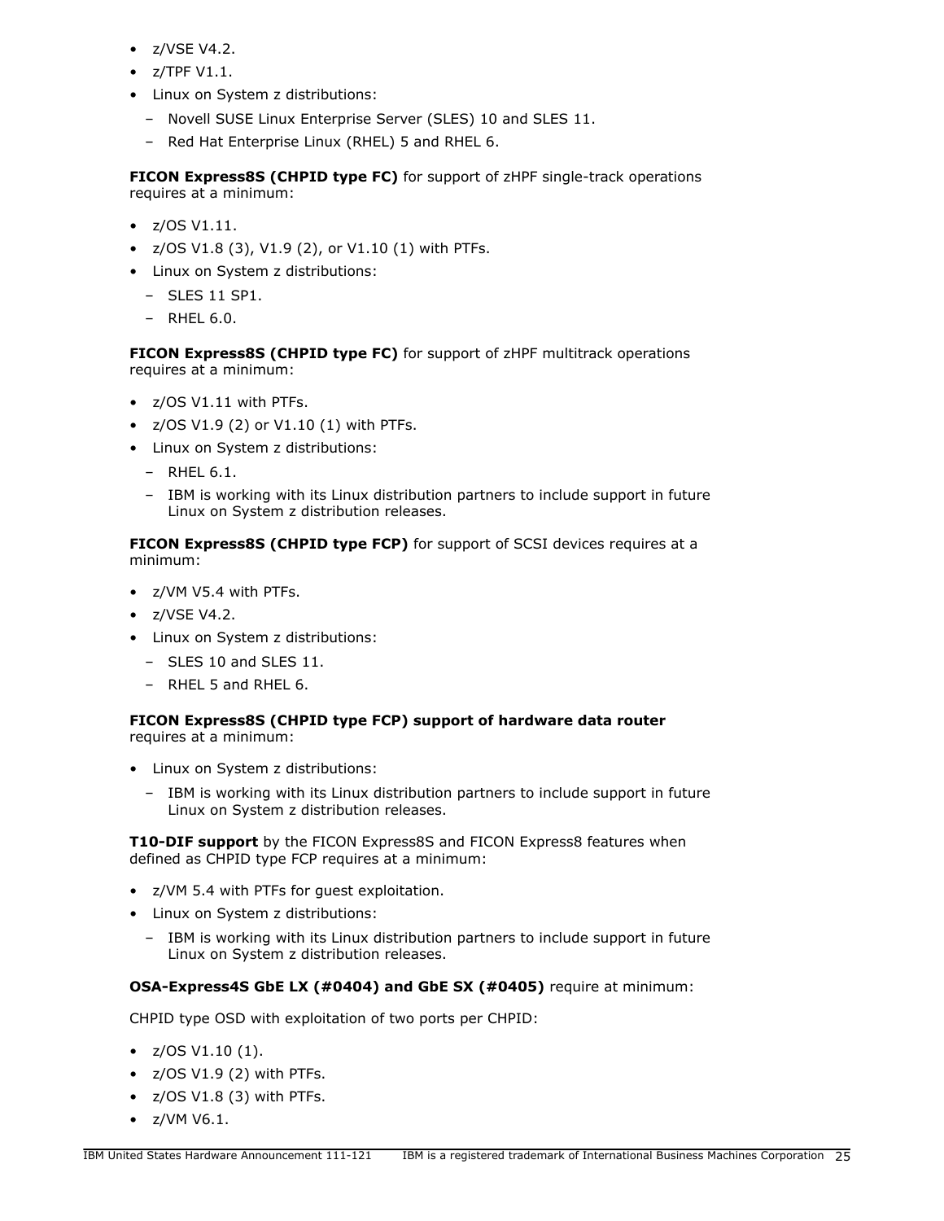- z/VSE V4.2.
- z/TPF V1.1.
- Linux on System z distributions:
  - Novell SUSE Linux Enterprise Server (SLES) 10 and SLES 11.
  - Red Hat Enterprise Linux (RHEL) 5 and RHEL 6.

**FICON Express8S (CHPID type FC)** for support of zHPF single-track operations requires at a minimum:

- z/OS V1.11.
- z/OS V1.8 (3), V1.9 (2), or V1.10 (1) with PTFs.
- Linux on System z distributions:
  - SLES 11 SP1.
  - RHEL 6.0.

**FICON Express8S (CHPID type FC)** for support of zHPF multitrack operations requires at a minimum:

- z/OS V1.11 with PTFs.
- z/OS V1.9 (2) or V1.10 (1) with PTFs.
- Linux on System z distributions:
  - RHEL 6.1.
  - IBM is working with its Linux distribution partners to include support in future Linux on System z distribution releases.

**FICON Express8S (CHPID type FCP)** for support of SCSI devices requires at a minimum:

- z/VM V5.4 with PTFs.
- z/VSE V4.2.
- Linux on System z distributions:
  - SLES 10 and SLES 11.
  - RHEL 5 and RHEL 6.

**FICON Express8S (CHPID type FCP) support of hardware data router** requires at a minimum:

- Linux on System z distributions:
  - IBM is working with its Linux distribution partners to include support in future Linux on System z distribution releases.

**T10-DIF support** by the FICON Express8S and FICON Express8 features when defined as CHPID type FCP requires at a minimum:

- z/VM 5.4 with PTFs for guest exploitation.
- Linux on System z distributions:
  - IBM is working with its Linux distribution partners to include support in future Linux on System z distribution releases.

**OSA-Express4S GbE LX (#0404) and GbE SX (#0405)** require at minimum:

CHPID type OSD with exploitation of two ports per CHPID:

- z/OS V1.10 (1).
- z/OS V1.9 (2) with PTFs.
- z/OS V1.8 (3) with PTFs.
- z/VM V6.1.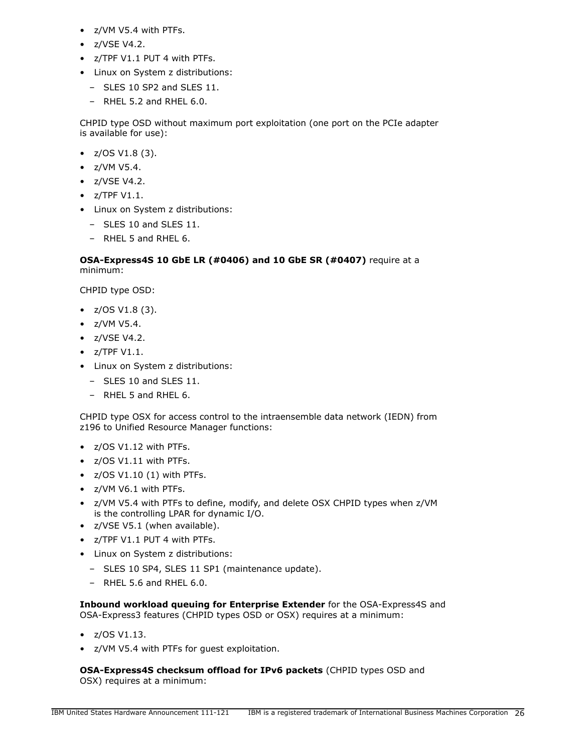- z/VM V5.4 with PTFs.
- z/VSE V4.2.
- z/TPF V1.1 PUT 4 with PTFs.
- Linux on System z distributions:
  - SLES 10 SP2 and SLES 11.
  - RHEL 5.2 and RHEL 6.0.

CHPID type OSD without maximum port exploitation (one port on the PCIe adapter is available for use):

- z/OS V1.8 (3).
- z/VM V5.4.
- z/VSE V4.2.
- z/TPF V1.1.
- Linux on System z distributions:
  - SLES 10 and SLES 11.
  - RHEL 5 and RHEL 6.

**OSA-Express4S 10 GbE LR (#0406) and 10 GbE SR (#0407)** require at a minimum:

CHPID type OSD:

- z/OS V1.8 (3).
- z/VM V5.4.
- z/VSE V4.2.
- z/TPF V1.1.
- Linux on System z distributions:
  - SLES 10 and SLES 11.
  - RHEL 5 and RHEL 6.

CHPID type OSX for access control to the intraensemble data network (IEDN) from z196 to Unified Resource Manager functions:

- z/OS V1.12 with PTFs.
- z/OS V1.11 with PTFs.
- z/OS V1.10 (1) with PTFs.
- z/VM V6.1 with PTFs.
- z/VM V5.4 with PTFs to define, modify, and delete OSX CHPID types when z/VM is the controlling LPAR for dynamic I/O.
- z/VSE V5.1 (when available).
- z/TPF V1.1 PUT 4 with PTFs.
- Linux on System z distributions:
  - SLES 10 SP4, SLES 11 SP1 (maintenance update).
  - RHEL 5.6 and RHEL 6.0.

**Inbound workload queuing for Enterprise Extender** for the OSA-Express4S and OSA-Express3 features (CHPID types OSD or OSX) requires at a minimum:

- z/OS V1.13.
- z/VM V5.4 with PTFs for guest exploitation.

**OSA-Express4S checksum offload for IPv6 packets** (CHPID types OSD and OSX) requires at a minimum: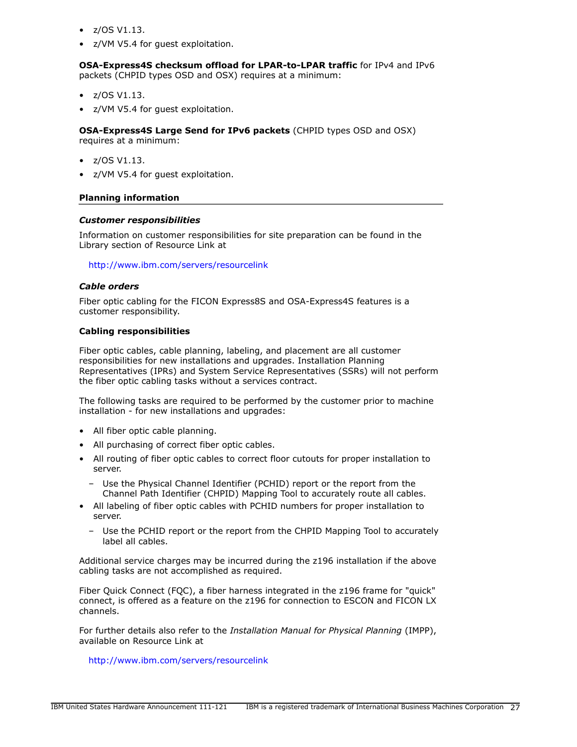- z/OS V1.13.
- z/VM V5.4 for guest exploitation.

**OSA-Express4S checksum offload for LPAR-to-LPAR traffic** for IPv4 and IPv6 packets (CHPID types OSD and OSX) requires at a minimum:

- z/OS V1.13.
- z/VM V5.4 for guest exploitation.

**OSA-Express4S Large Send for IPv6 packets** (CHPID types OSD and OSX) requires at a minimum:

- z/OS V1.13.
- z/VM V5.4 for guest exploitation.

## Planning information

### *Customer responsibilities*

Information on customer responsibilities for site preparation can be found in the Library section of Resource Link at

http://www.ibm.com/servers/resourcelink

### *Cable orders*

Fiber optic cabling for the FICON Express8S and OSA-Express4S features is a customer responsibility.

**Cabling responsibilities**

Fiber optic cables, cable planning, labeling, and placement are all customer responsibilities for new installations and upgrades. Installation Planning Representatives (IPRs) and System Service Representatives (SSRs) will not perform the fiber optic cabling tasks without a services contract.

The following tasks are required to be performed by the customer prior to machine installation - for new installations and upgrades:

- All fiber optic cable planning.
- All purchasing of correct fiber optic cables.
- All routing of fiber optic cables to correct floor cutouts for proper installation to server.
  - Use the Physical Channel Identifier (PCHID) report or the report from the Channel Path Identifier (CHPID) Mapping Tool to accurately route all cables.
- All labeling of fiber optic cables with PCHID numbers for proper installation to server.
  - Use the PCHID report or the report from the CHPID Mapping Tool to accurately label all cables.

Additional service charges may be incurred during the z196 installation if the above cabling tasks are not accomplished as required.

Fiber Quick Connect (FQC), a fiber harness integrated in the z196 frame for "quick" connect, is offered as a feature on the z196 for connection to ESCON and FICON LX channels.

For further details also refer to the *Installation Manual for Physical Planning* (IMPP), available on Resource Link at

http://www.ibm.com/servers/resourcelink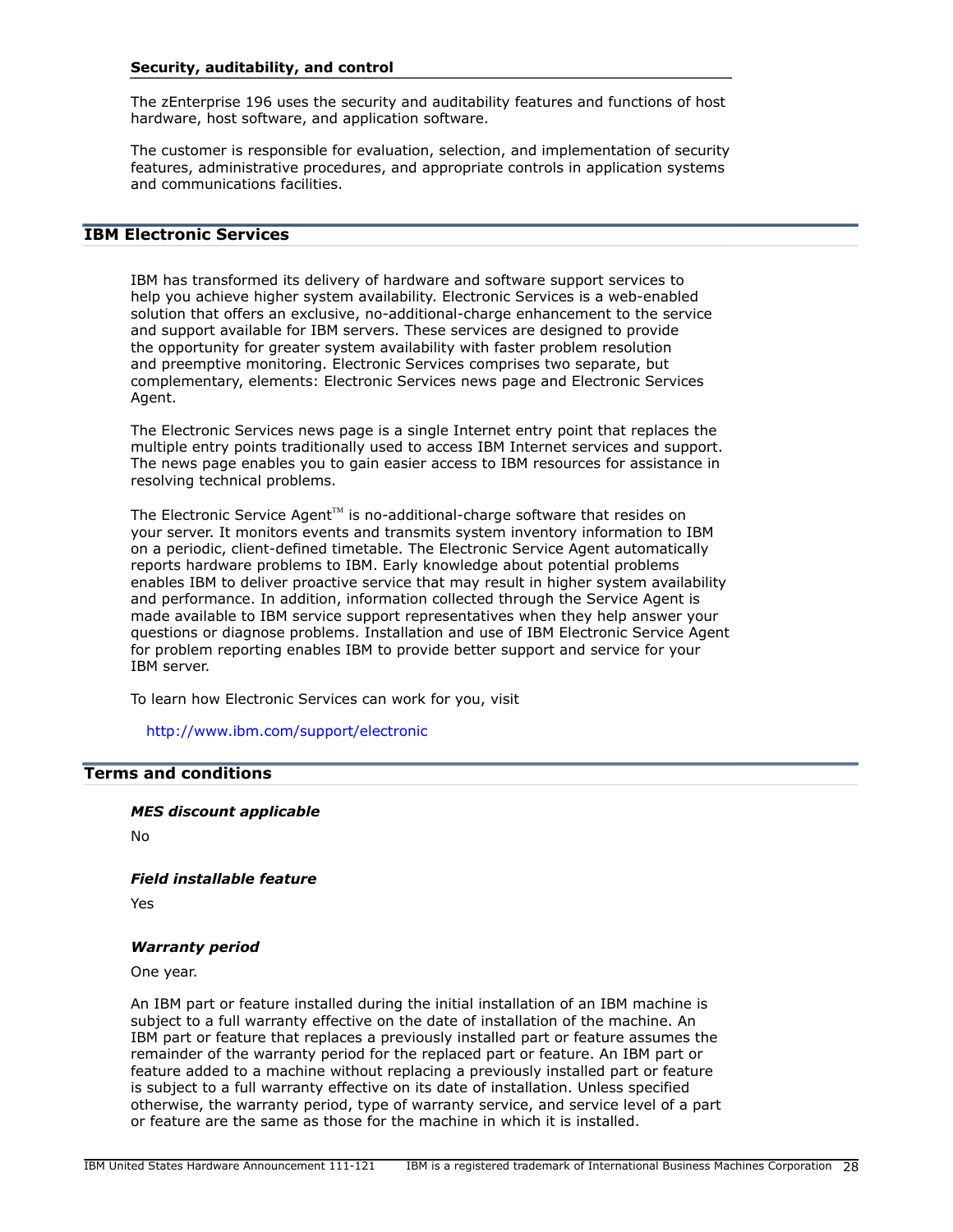**Security, auditability, and control**

The zEnterprise 196 uses the security and auditability features and functions of host hardware, host software, and application software.

The customer is responsible for evaluation, selection, and implementation of security features, administrative procedures, and appropriate controls in application systems and communications facilities.

## IBM Electronic Services

IBM has transformed its delivery of hardware and software support services to help you achieve higher system availability. Electronic Services is a web-enabled solution that offers an exclusive, no-additional-charge enhancement to the service and support available for IBM servers. These services are designed to provide the opportunity for greater system availability with faster problem resolution and preemptive monitoring. Electronic Services comprises two separate, but complementary, elements: Electronic Services news page and Electronic Services Agent.

The Electronic Services news page is a single Internet entry point that replaces the multiple entry points traditionally used to access IBM Internet services and support. The news page enables you to gain easier access to IBM resources for assistance in resolving technical problems.

The Electronic Service Agent™ is no-additional-charge software that resides on your server. It monitors events and transmits system inventory information to IBM on a periodic, client-defined timetable. The Electronic Service Agent automatically reports hardware problems to IBM. Early knowledge about potential problems enables IBM to deliver proactive service that may result in higher system availability and performance. In addition, information collected through the Service Agent is made available to IBM service support representatives when they help answer your questions or diagnose problems. Installation and use of IBM Electronic Service Agent for problem reporting enables IBM to provide better support and service for your IBM server.

To learn how Electronic Services can work for you, visit

http://www.ibm.com/support/electronic

## Terms and conditions

***MES discount applicable***

No

***Field installable feature***

Yes

***Warranty period***

One year.

An IBM part or feature installed during the initial installation of an IBM machine is subject to a full warranty effective on the date of installation of the machine. An IBM part or feature that replaces a previously installed part or feature assumes the remainder of the warranty period for the replaced part or feature. An IBM part or feature added to a machine without replacing a previously installed part or feature is subject to a full warranty effective on its date of installation. Unless specified otherwise, the warranty period, type of warranty service, and service level of a part or feature are the same as those for the machine in which it is installed.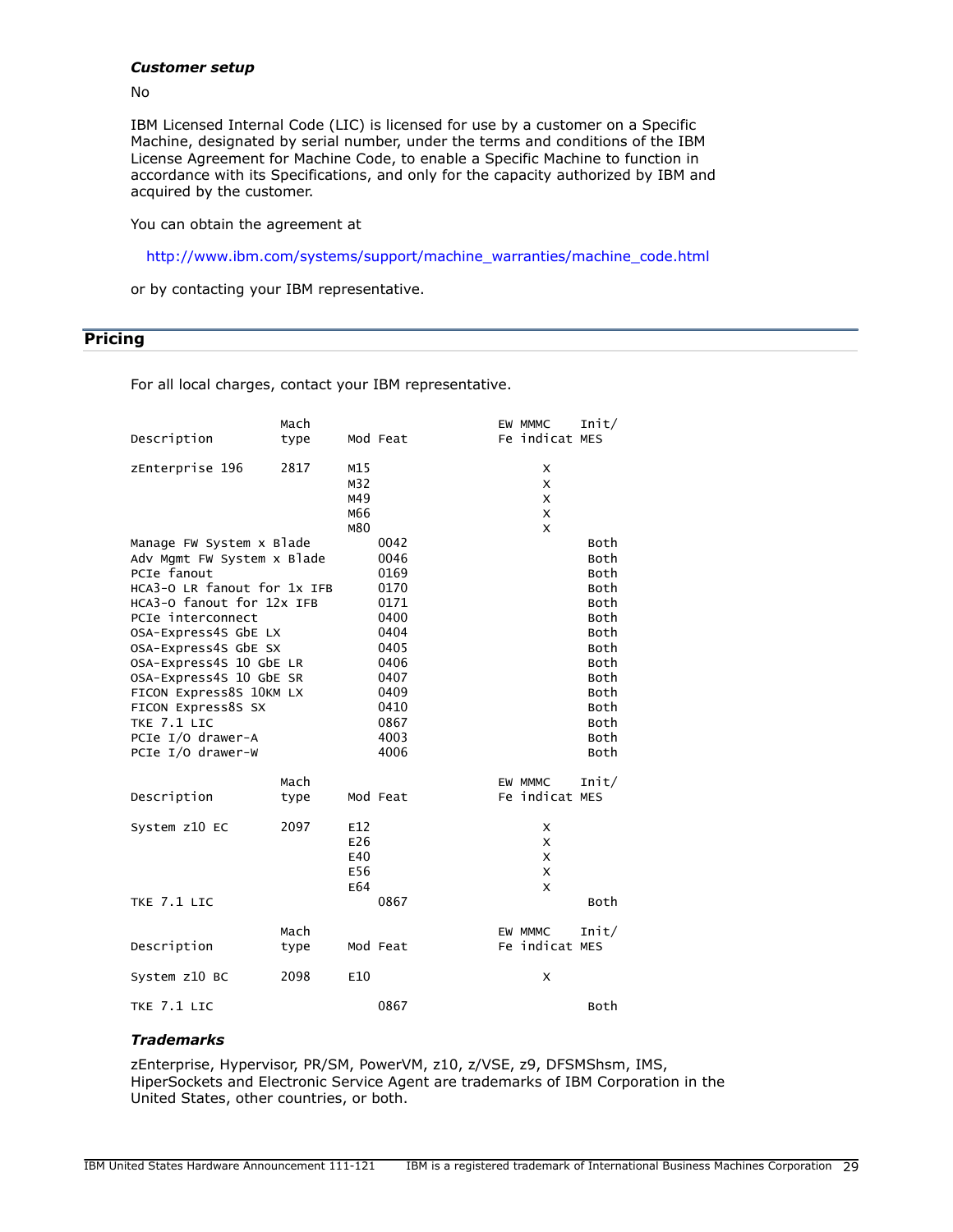### *Customer setup*

No

IBM Licensed Internal Code (LIC) is licensed for use by a customer on a Specific Machine, designated by serial number, under the terms and conditions of the IBM License Agreement for Machine Code, to enable a Specific Machine to function in accordance with its Specifications, and only for the capacity authorized by IBM and acquired by the customer.

You can obtain the agreement at

http://www.ibm.com/systems/support/machine_warranties/machine_code.html

or by contacting your IBM representative.

## Pricing

For all local charges, contact your IBM representative.

| Description | Mach type | Mod | Feat | EW Fe | MMMC indicat | Init/ MES |
|---|---|---|---|---|---|---|
| zEnterprise 196 | 2817 | M15 | | | X | |
| | | M32 | | | X | |
| | | M49 | | | X | |
| | | M66 | | | X | |
| | | M80 | | | X | |
| Manage FW System x Blade | | | 0042 | | | Both |
| Adv Mgmt FW System x Blade | | | 0046 | | | Both |
| PCIe fanout | | | 0169 | | | Both |
| HCA3-O LR fanout for 1x IFB | | | 0170 | | | Both |
| HCA3-O fanout for 12x IFB | | | 0171 | | | Both |
| PCIe interconnect | | | 0400 | | | Both |
| OSA-Express4S GbE LX | | | 0404 | | | Both |
| OSA-Express4S GbE SX | | | 0405 | | | Both |
| OSA-Express4S 10 GbE LR | | | 0406 | | | Both |
| OSA-Express4S 10 GbE SR | | | 0407 | | | Both |
| FICON Express8S 10KM LX | | | 0409 | | | Both |
| FICON Express8S SX | | | 0410 | | | Both |
| TKE 7.1 LIC | | | 0867 | | | Both |
| PCIe I/O drawer-A | | | 4003 | | | Both |
| PCIe I/O drawer-W | | | 4006 | | | Both |

| Description | Mach type | Mod | Feat | EW Fe | MMMC indicat | Init/ MES |
|---|---|---|---|---|---|---|
| System z10 EC | 2097 | E12 | | | X | |
| | | E26 | | | X | |
| | | E40 | | | X | |
| | | E56 | | | X | |
| | | E64 | | | X | |
| TKE 7.1 LIC | | | 0867 | | | Both |

| Description | Mach type | Mod | Feat | EW Fe | MMMC indicat | Init/ MES |
|---|---|---|---|---|---|---|
| System z10 BC | 2098 | E10 | | | X | |
| TKE 7.1 LIC | | | 0867 | | | Both |

### *Trademarks*

zEnterprise, Hypervisor, PR/SM, PowerVM, z10, z/VSE, z9, DFSMShsm, IMS, HiperSockets and Electronic Service Agent are trademarks of IBM Corporation in the United States, other countries, or both.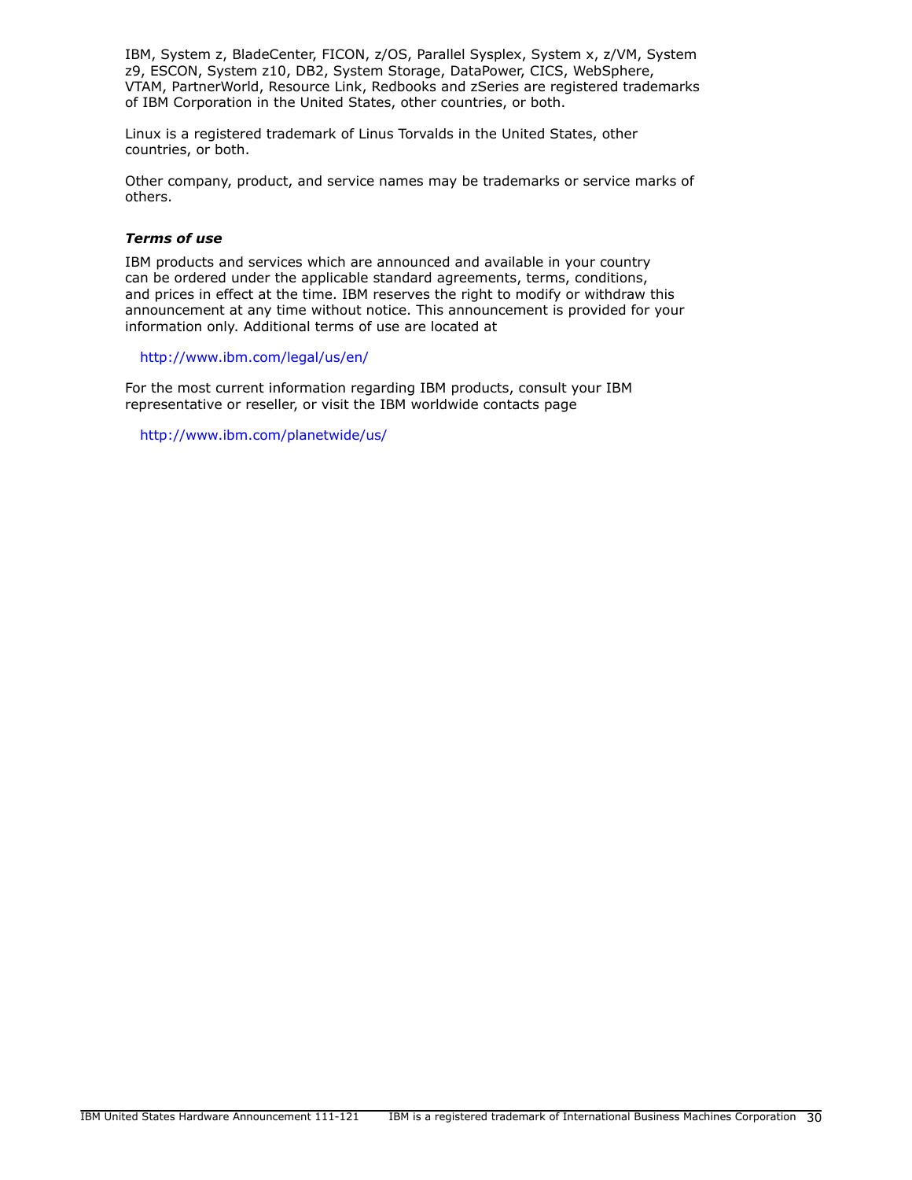IBM, System z, BladeCenter, FICON, z/OS, Parallel Sysplex, System x, z/VM, System z9, ESCON, System z10, DB2, System Storage, DataPower, CICS, WebSphere, VTAM, PartnerWorld, Resource Link, Redbooks and zSeries are registered trademarks of IBM Corporation in the United States, other countries, or both.

Linux is a registered trademark of Linus Torvalds in the United States, other countries, or both.

Other company, product, and service names may be trademarks or service marks of others.

***Terms of use***

IBM products and services which are announced and available in your country can be ordered under the applicable standard agreements, terms, conditions, and prices in effect at the time. IBM reserves the right to modify or withdraw this announcement at any time without notice. This announcement is provided for your information only. Additional terms of use are located at

http://www.ibm.com/legal/us/en/

For the most current information regarding IBM products, consult your IBM representative or reseller, or visit the IBM worldwide contacts page

http://www.ibm.com/planetwide/us/